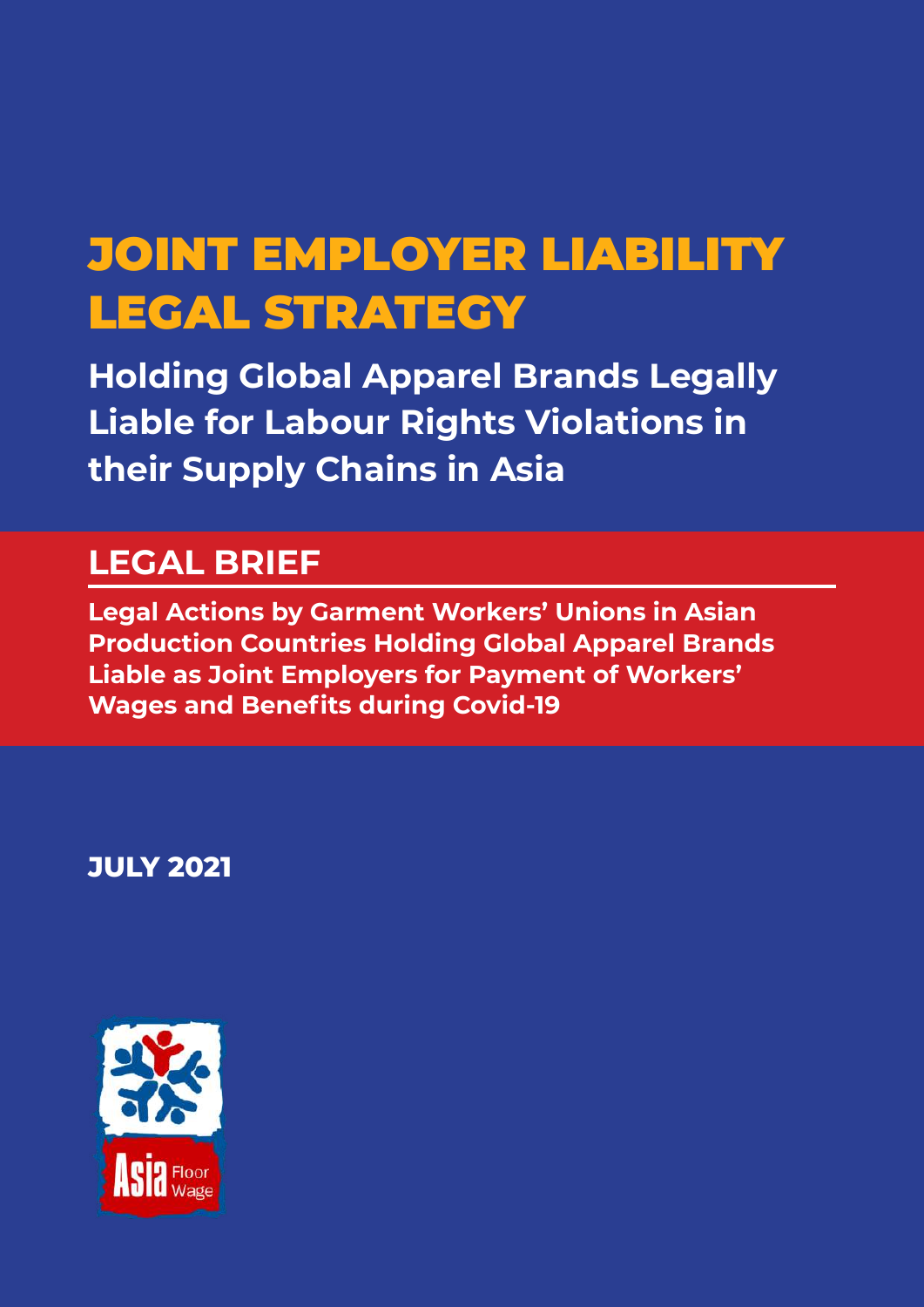# JOINT EMPLOYER LIABILITY LEGAL STRATEGY

**Holding Global Apparel Brands Legally Liable for Labour Rights Violations in their Supply Chains in Asia**

## LEGAL BRIEF

**Legal Actions by Garment Workers' Unions in Asian Production Countries Holding Global Apparel Brands Liable as Joint Employers for Payment of Workers' Wages and Benefits during Covid-19**

**JULY 2021**

Asia Floor Wage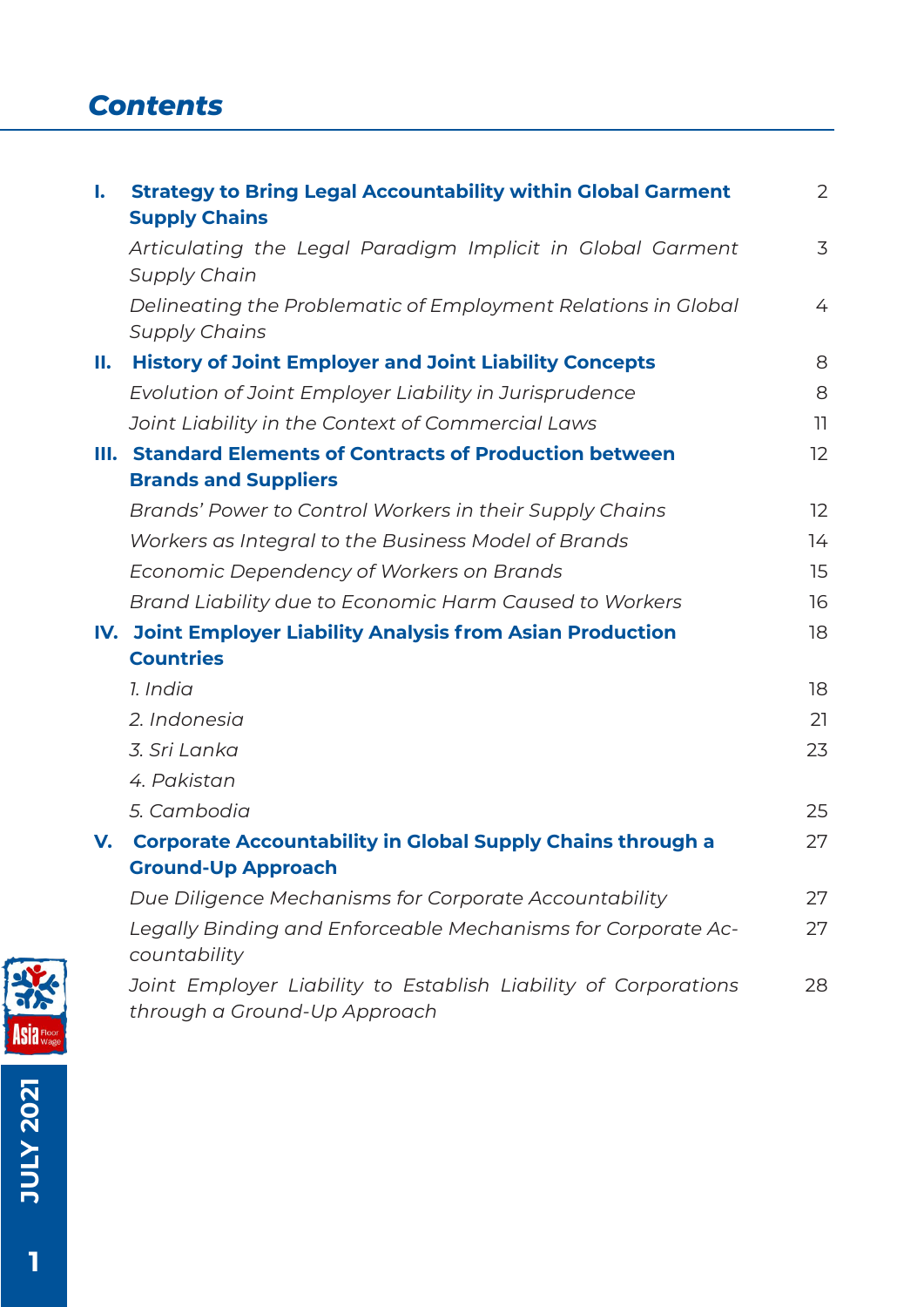# Contents

| | | |
|---|---|---|
| **I.** | **Strategy to Bring Legal Accountability within Global Garment Supply Chains** | 2 |
| | *Articulating the Legal Paradigm Implicit in Global Garment Supply Chain* | 3 |
| | *Delineating the Problematic of Employment Relations in Global Supply Chains* | 4 |
| **II.** | **History of Joint Employer and Joint Liability Concepts** | 8 |
| | *Evolution of Joint Employer Liability in Jurisprudence* | 8 |
| | *Joint Liability in the Context of Commercial Laws* | 11 |
| **III.** | **Standard Elements of Contracts of Production between Brands and Suppliers** | 12 |
| | *Brands' Power to Control Workers in their Supply Chains* | 12 |
| | *Workers as Integral to the Business Model of Brands* | 14 |
| | *Economic Dependency of Workers on Brands* | 15 |
| | *Brand Liability due to Economic Harm Caused to Workers* | 16 |
| **IV.** | **Joint Employer Liability Analysis from Asian Production Countries** | 18 |
| | *1. India* | 18 |
| | *2. Indonesia* | 21 |
| | *3. Sri Lanka* | 23 |
| | *4. Pakistan* | |
| | *5. Cambodia* | 25 |
| **V.** | **Corporate Accountability in Global Supply Chains through a Ground-Up Approach** | 27 |
| | *Due Diligence Mechanisms for Corporate Accountability* | 27 |
| | *Legally Binding and Enforceable Mechanisms for Corporate Accountability* | 27 |
| | *Joint Employer Liability to Establish Liability of Corporations through a Ground-Up Approach* | 28 |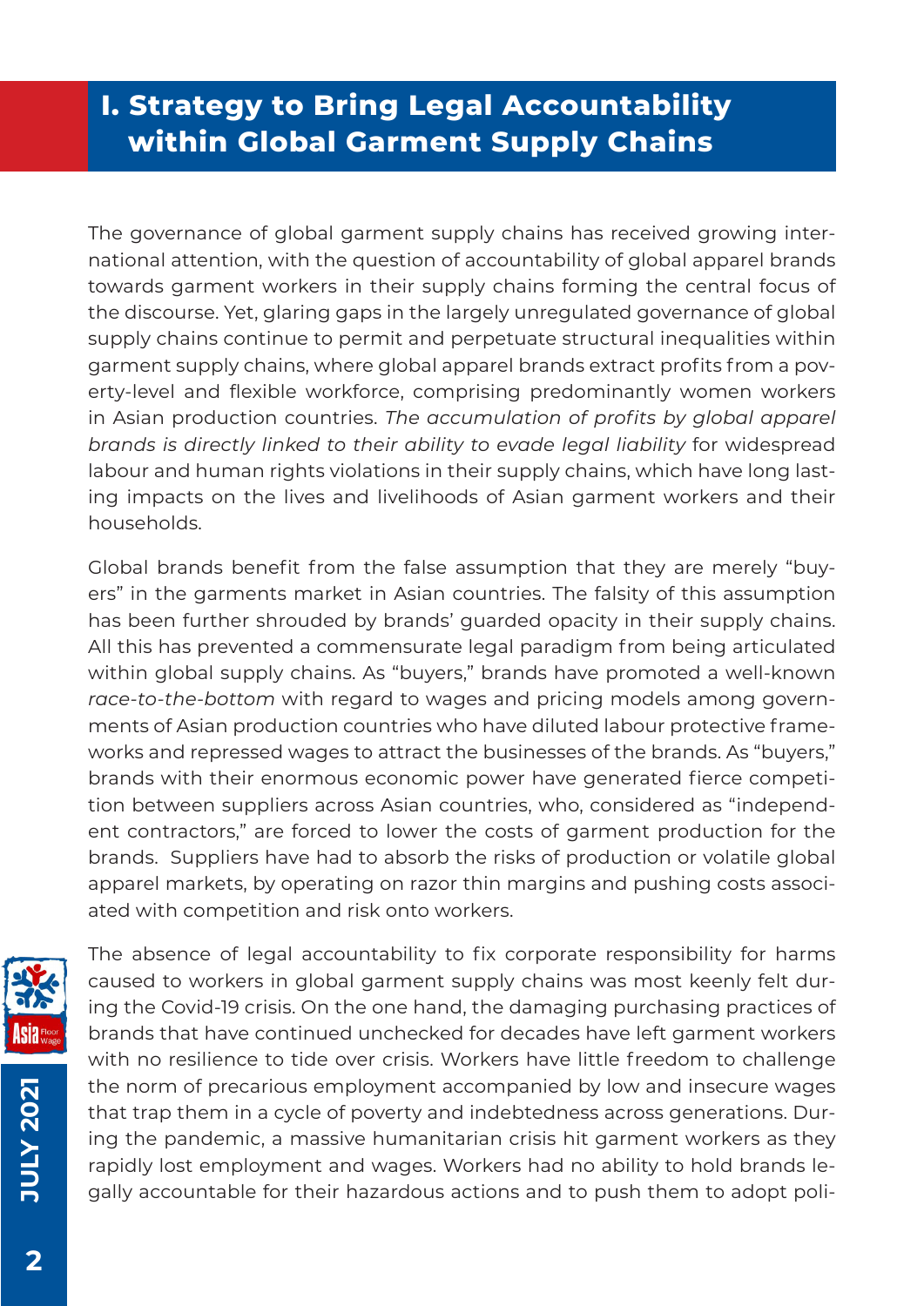# I. Strategy to Bring Legal Accountability within Global Garment Supply Chains

The governance of global garment supply chains has received growing international attention, with the question of accountability of global apparel brands towards garment workers in their supply chains forming the central focus of the discourse. Yet, glaring gaps in the largely unregulated governance of global supply chains continue to permit and perpetuate structural inequalities within garment supply chains, where global apparel brands extract profits from a poverty-level and flexible workforce, comprising predominantly women workers in Asian production countries. *The accumulation of profits by global apparel brands is directly linked to their ability to evade legal liability* for widespread labour and human rights violations in their supply chains, which have long lasting impacts on the lives and livelihoods of Asian garment workers and their households.

Global brands benefit from the false assumption that they are merely "buyers" in the garments market in Asian countries. The falsity of this assumption has been further shrouded by brands' guarded opacity in their supply chains. All this has prevented a commensurate legal paradigm from being articulated within global supply chains. As "buyers," brands have promoted a well-known *race-to-the-bottom* with regard to wages and pricing models among governments of Asian production countries who have diluted labour protective frameworks and repressed wages to attract the businesses of the brands. As "buyers," brands with their enormous economic power have generated fierce competition between suppliers across Asian countries, who, considered as "independent contractors," are forced to lower the costs of garment production for the brands. Suppliers have had to absorb the risks of production or volatile global apparel markets, by operating on razor thin margins and pushing costs associated with competition and risk onto workers.

The absence of legal accountability to fix corporate responsibility for harms caused to workers in global garment supply chains was most keenly felt during the Covid-19 crisis. On the one hand, the damaging purchasing practices of brands that have continued unchecked for decades have left garment workers with no resilience to tide over crisis. Workers have little freedom to challenge the norm of precarious employment accompanied by low and insecure wages that trap them in a cycle of poverty and indebtedness across generations. During the pandemic, a massive humanitarian crisis hit garment workers as they rapidly lost employment and wages. Workers had no ability to hold brands legally accountable for their hazardous actions and to push them to adopt poli-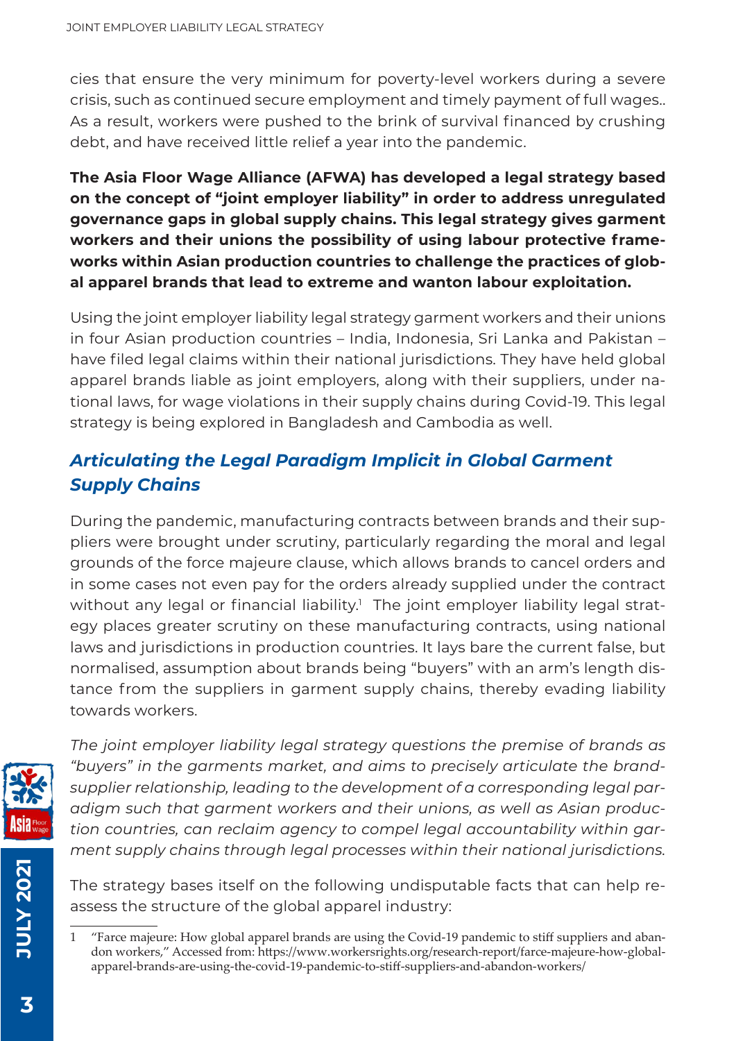cies that ensure the very minimum for poverty-level workers during a severe crisis, such as continued secure employment and timely payment of full wages.. As a result, workers were pushed to the brink of survival financed by crushing debt, and have received little relief a year into the pandemic.

**The Asia Floor Wage Alliance (AFWA) has developed a legal strategy based on the concept of "joint employer liability" in order to address unregulated governance gaps in global supply chains. This legal strategy gives garment workers and their unions the possibility of using labour protective frameworks within Asian production countries to challenge the practices of global apparel brands that lead to extreme and wanton labour exploitation.**

Using the joint employer liability legal strategy garment workers and their unions in four Asian production countries – India, Indonesia, Sri Lanka and Pakistan – have filed legal claims within their national jurisdictions. They have held global apparel brands liable as joint employers, along with their suppliers, under national laws, for wage violations in their supply chains during Covid-19. This legal strategy is being explored in Bangladesh and Cambodia as well.

## *Articulating the Legal Paradigm Implicit in Global Garment Supply Chains*

During the pandemic, manufacturing contracts between brands and their suppliers were brought under scrutiny, particularly regarding the moral and legal grounds of the force majeure clause, which allows brands to cancel orders and in some cases not even pay for the orders already supplied under the contract without any legal or financial liability.[1] The joint employer liability legal strategy places greater scrutiny on these manufacturing contracts, using national laws and jurisdictions in production countries. It lays bare the current false, but normalised, assumption about brands being "buyers" with an arm's length distance from the suppliers in garment supply chains, thereby evading liability towards workers.

*The joint employer liability legal strategy questions the premise of brands as "buyers" in the garments market, and aims to precisely articulate the brand-supplier relationship, leading to the development of a corresponding legal paradigm such that garment workers and their unions, as well as Asian production countries, can reclaim agency to compel legal accountability within garment supply chains through legal processes within their national jurisdictions.*

The strategy bases itself on the following undisputable facts that can help reassess the structure of the global apparel industry:

---

1 "Farce majeure: How global apparel brands are using the Covid-19 pandemic to stiff suppliers and abandon workers," Accessed from: https://www.workersrights.org/research-report/farce-majeure-how-global-apparel-brands-are-using-the-covid-19-pandemic-to-stiff-suppliers-and-abandon-workers/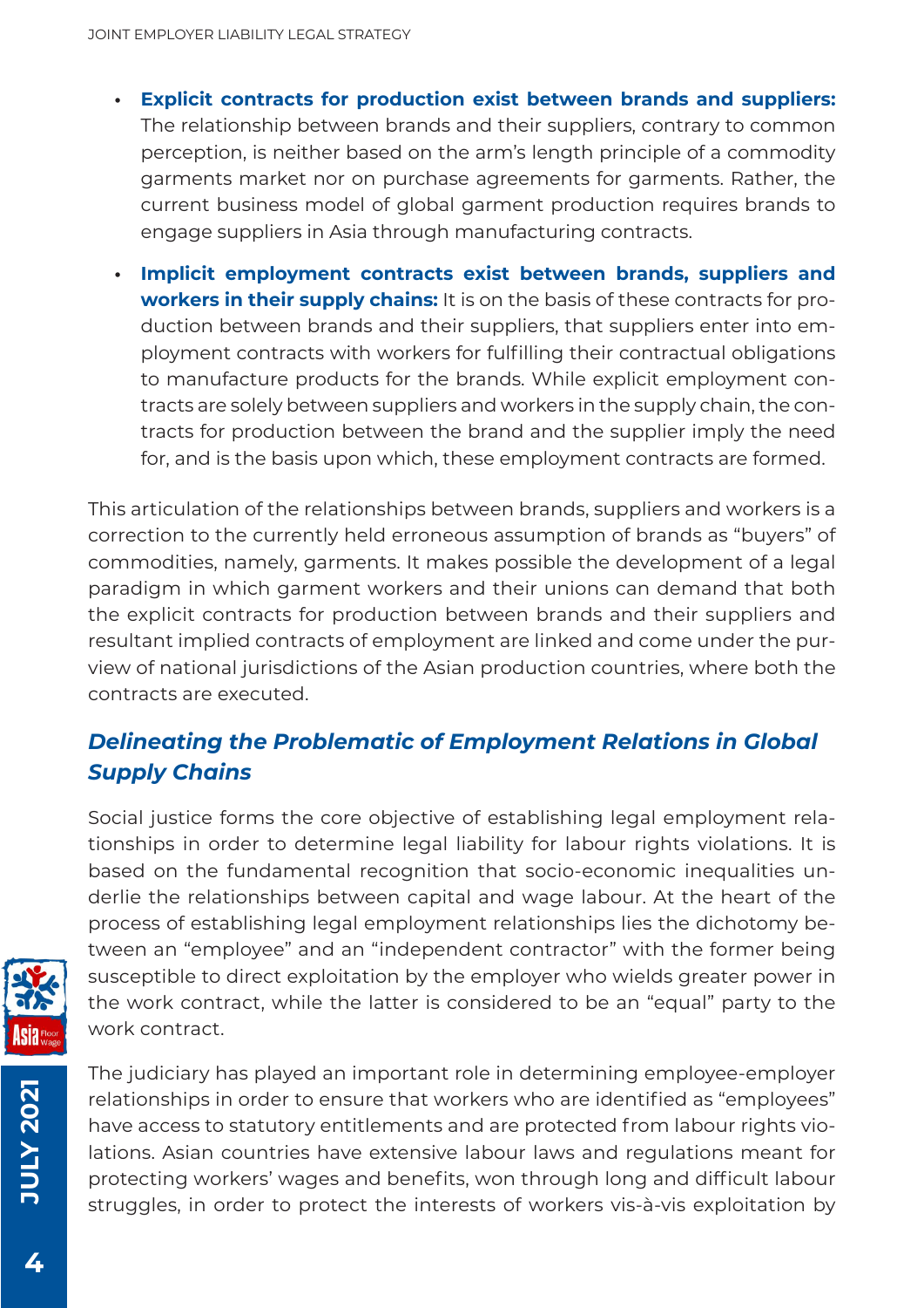- **Explicit contracts for production exist between brands and suppliers:** The relationship between brands and their suppliers, contrary to common perception, is neither based on the arm's length principle of a commodity garments market nor on purchase agreements for garments. Rather, the current business model of global garment production requires brands to engage suppliers in Asia through manufacturing contracts.
- **Implicit employment contracts exist between brands, suppliers and workers in their supply chains:** It is on the basis of these contracts for production between brands and their suppliers, that suppliers enter into employment contracts with workers for fulfilling their contractual obligations to manufacture products for the brands. While explicit employment contracts are solely between suppliers and workers in the supply chain, the contracts for production between the brand and the supplier imply the need for, and is the basis upon which, these employment contracts are formed.

This articulation of the relationships between brands, suppliers and workers is a correction to the currently held erroneous assumption of brands as "buyers" of commodities, namely, garments. It makes possible the development of a legal paradigm in which garment workers and their unions can demand that both the explicit contracts for production between brands and their suppliers and resultant implied contracts of employment are linked and come under the purview of national jurisdictions of the Asian production countries, where both the contracts are executed.

## *Delineating the Problematic of Employment Relations in Global Supply Chains*

Social justice forms the core objective of establishing legal employment relationships in order to determine legal liability for labour rights violations. It is based on the fundamental recognition that socio-economic inequalities underlie the relationships between capital and wage labour. At the heart of the process of establishing legal employment relationships lies the dichotomy between an "employee" and an "independent contractor" with the former being susceptible to direct exploitation by the employer who wields greater power in the work contract, while the latter is considered to be an "equal" party to the work contract.

The judiciary has played an important role in determining employee-employer relationships in order to ensure that workers who are identified as "employees" have access to statutory entitlements and are protected from labour rights violations. Asian countries have extensive labour laws and regulations meant for protecting workers' wages and benefits, won through long and difficult labour struggles, in order to protect the interests of workers vis-à-vis exploitation by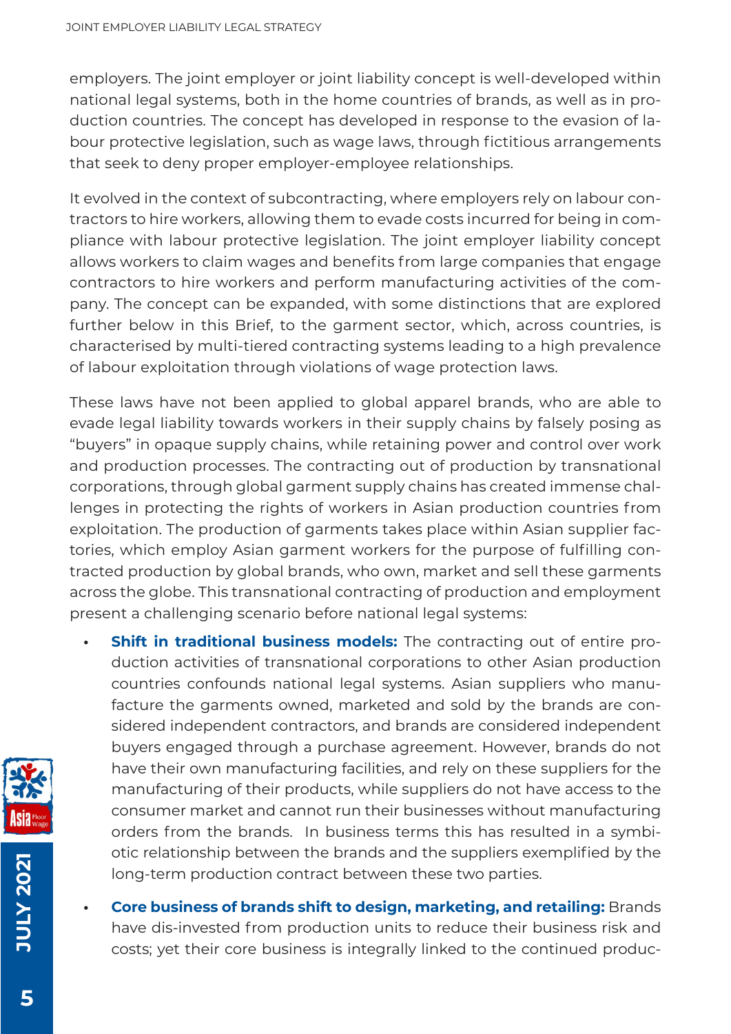employers. The joint employer or joint liability concept is well-developed within national legal systems, both in the home countries of brands, as well as in production countries. The concept has developed in response to the evasion of labour protective legislation, such as wage laws, through fictitious arrangements that seek to deny proper employer-employee relationships.

It evolved in the context of subcontracting, where employers rely on labour contractors to hire workers, allowing them to evade costs incurred for being in compliance with labour protective legislation. The joint employer liability concept allows workers to claim wages and benefits from large companies that engage contractors to hire workers and perform manufacturing activities of the company. The concept can be expanded, with some distinctions that are explored further below in this Brief, to the garment sector, which, across countries, is characterised by multi-tiered contracting systems leading to a high prevalence of labour exploitation through violations of wage protection laws.

These laws have not been applied to global apparel brands, who are able to evade legal liability towards workers in their supply chains by falsely posing as "buyers" in opaque supply chains, while retaining power and control over work and production processes. The contracting out of production by transnational corporations, through global garment supply chains has created immense challenges in protecting the rights of workers in Asian production countries from exploitation. The production of garments takes place within Asian supplier factories, which employ Asian garment workers for the purpose of fulfilling contracted production by global brands, who own, market and sell these garments across the globe. This transnational contracting of production and employment present a challenging scenario before national legal systems:

- **Shift in traditional business models:** The contracting out of entire production activities of transnational corporations to other Asian production countries confounds national legal systems. Asian suppliers who manufacture the garments owned, marketed and sold by the brands are considered independent contractors, and brands are considered independent buyers engaged through a purchase agreement. However, brands do not have their own manufacturing facilities, and rely on these suppliers for the manufacturing of their products, while suppliers do not have access to the consumer market and cannot run their businesses without manufacturing orders from the brands. In business terms this has resulted in a symbiotic relationship between the brands and the suppliers exemplified by the long-term production contract between these two parties.

- **Core business of brands shift to design, marketing, and retailing:** Brands have dis-invested from production units to reduce their business risk and costs; yet their core business is integrally linked to the continued produc-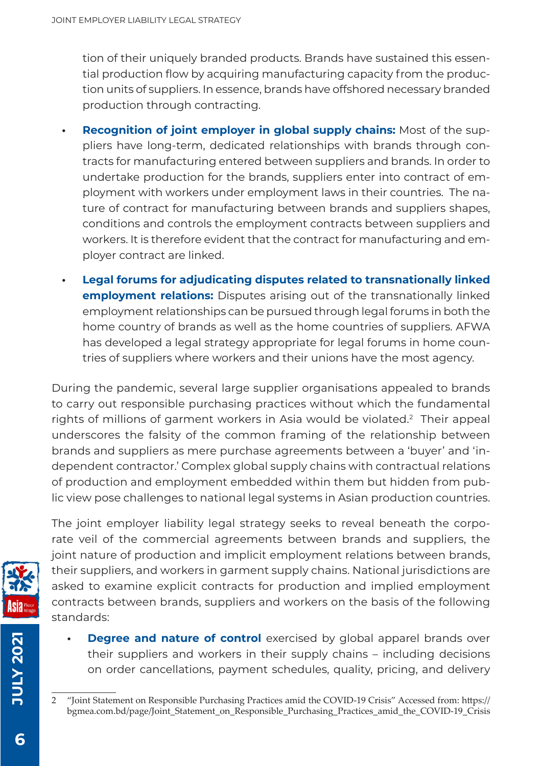tion of their uniquely branded products. Brands have sustained this essential production flow by acquiring manufacturing capacity from the production units of suppliers. In essence, brands have offshored necessary branded production through contracting.

- **Recognition of joint employer in global supply chains:** Most of the suppliers have long-term, dedicated relationships with brands through contracts for manufacturing entered between suppliers and brands. In order to undertake production for the brands, suppliers enter into contract of employment with workers under employment laws in their countries. The nature of contract for manufacturing between brands and suppliers shapes, conditions and controls the employment contracts between suppliers and workers. It is therefore evident that the contract for manufacturing and employer contract are linked.
- **Legal forums for adjudicating disputes related to transnationally linked employment relations:** Disputes arising out of the transnationally linked employment relationships can be pursued through legal forums in both the home country of brands as well as the home countries of suppliers. AFWA has developed a legal strategy appropriate for legal forums in home countries of suppliers where workers and their unions have the most agency.

During the pandemic, several large supplier organisations appealed to brands to carry out responsible purchasing practices without which the fundamental rights of millions of garment workers in Asia would be violated.[2] Their appeal underscores the falsity of the common framing of the relationship between brands and suppliers as mere purchase agreements between a 'buyer' and 'independent contractor.' Complex global supply chains with contractual relations of production and employment embedded within them but hidden from public view pose challenges to national legal systems in Asian production countries.

The joint employer liability legal strategy seeks to reveal beneath the corporate veil of the commercial agreements between brands and suppliers, the joint nature of production and implicit employment relations between brands, their suppliers, and workers in garment supply chains. National jurisdictions are asked to examine explicit contracts for production and implied employment contracts between brands, suppliers and workers on the basis of the following standards:

- **Degree and nature of control** exercised by global apparel brands over their suppliers and workers in their supply chains – including decisions on order cancellations, payment schedules, quality, pricing, and delivery

2 "Joint Statement on Responsible Purchasing Practices amid the COVID-19 Crisis" Accessed from: https://bgmea.com.bd/page/Joint_Statement_on_Responsible_Purchasing_Practices_amid_the_COVID-19_Crisis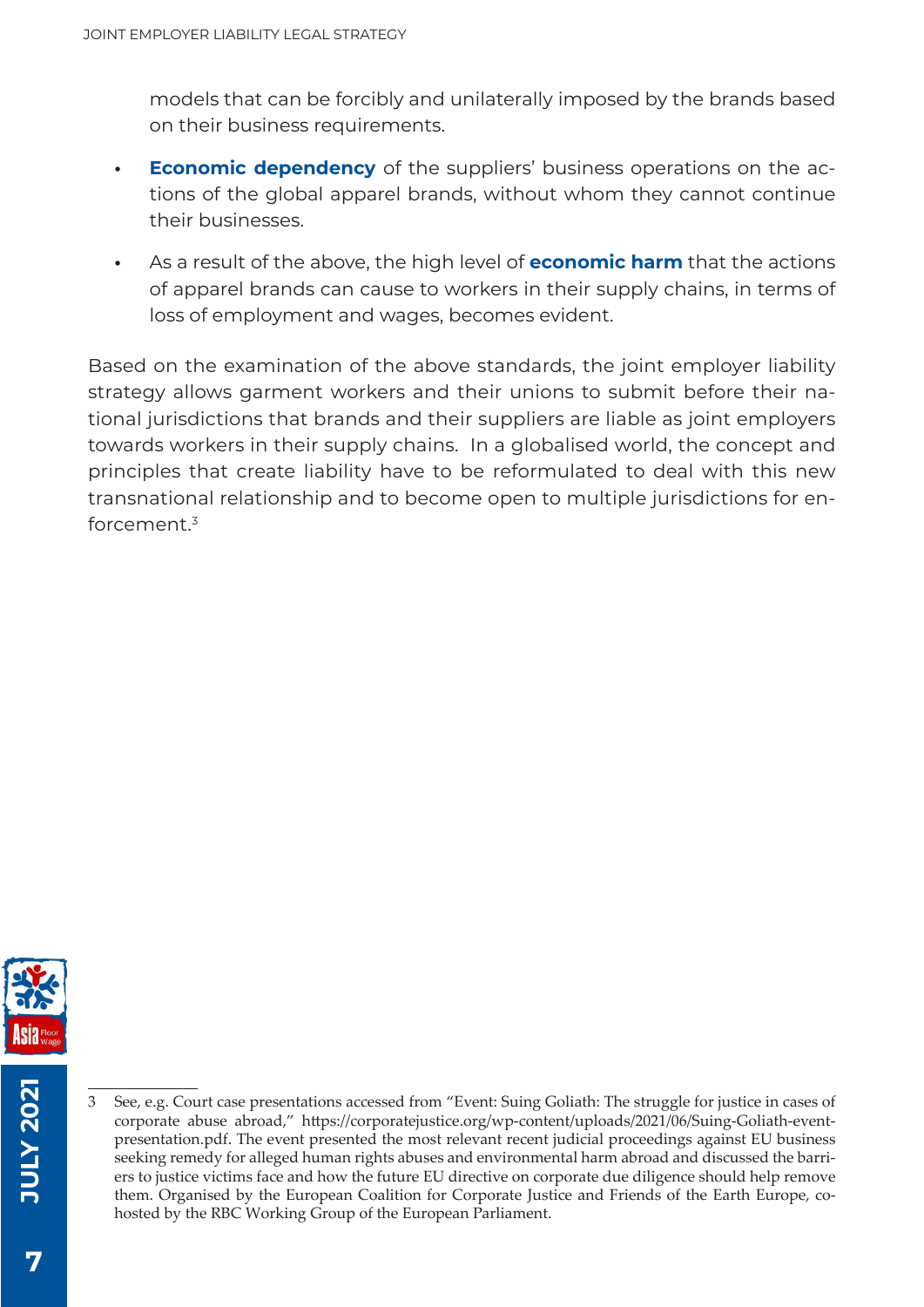models that can be forcibly and unilaterally imposed by the brands based on their business requirements.

- **Economic dependency** of the suppliers' business operations on the actions of the global apparel brands, without whom they cannot continue their businesses.
- As a result of the above, the high level of **economic harm** that the actions of apparel brands can cause to workers in their supply chains, in terms of loss of employment and wages, becomes evident.

Based on the examination of the above standards, the joint employer liability strategy allows garment workers and their unions to submit before their national jurisdictions that brands and their suppliers are liable as joint employers towards workers in their supply chains. In a globalised world, the concept and principles that create liability have to be reformulated to deal with this new transnational relationship and to become open to multiple jurisdictions for enforcement.[3]

---

3 See, e.g. Court case presentations accessed from "Event: Suing Goliath: The struggle for justice in cases of corporate abuse abroad," https://corporatejustice.org/wp-content/uploads/2021/06/Suing-Goliath-event-presentation.pdf. The event presented the most relevant recent judicial proceedings against EU business seeking remedy for alleged human rights abuses and environmental harm abroad and discussed the barriers to justice victims face and how the future EU directive on corporate due diligence should help remove them. Organised by the European Coalition for Corporate Justice and Friends of the Earth Europe, co-hosted by the RBC Working Group of the European Parliament.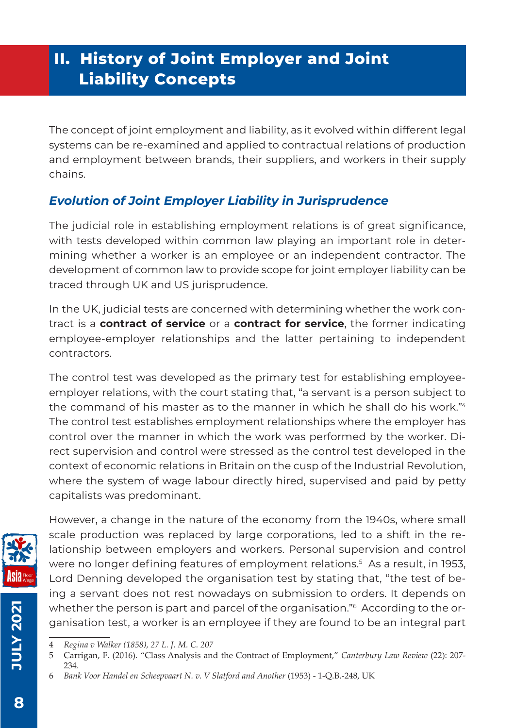## II. History of Joint Employer and Joint Liability Concepts

The concept of joint employment and liability, as it evolved within different legal systems can be re-examined and applied to contractual relations of production and employment between brands, their suppliers, and workers in their supply chains.

### *Evolution of Joint Employer Liability in Jurisprudence*

The judicial role in establishing employment relations is of great significance, with tests developed within common law playing an important role in determining whether a worker is an employee or an independent contractor. The development of common law to provide scope for joint employer liability can be traced through UK and US jurisprudence.

In the UK, judicial tests are concerned with determining whether the work contract is a **contract of service** or a **contract for service**, the former indicating employee-employer relationships and the latter pertaining to independent contractors.

The control test was developed as the primary test for establishing employee-employer relations, with the court stating that, "a servant is a person subject to the command of his master as to the manner in which he shall do his work."[4] The control test establishes employment relationships where the employer has control over the manner in which the work was performed by the worker. Direct supervision and control were stressed as the control test developed in the context of economic relations in Britain on the cusp of the Industrial Revolution, where the system of wage labour directly hired, supervised and paid by petty capitalists was predominant.

However, a change in the nature of the economy from the 1940s, where small scale production was replaced by large corporations, led to a shift in the relationship between employers and workers. Personal supervision and control were no longer defining features of employment relations.[5] As a result, in 1953, Lord Denning developed the organisation test by stating that, "the test of being a servant does not rest nowadays on submission to orders. It depends on whether the person is part and parcel of the organisation."[6] According to the organisation test, a worker is an employee if they are found to be an integral part

---

4 *Regina v Walker (1858), 27 L. J. M. C. 207*

5 Carrigan, F. (2016). "Class Analysis and the Contract of Employment," *Canterbury Law Review* (22): 207-234.

6 *Bank Voor Handel en Scheepvaart N. v. V Slatford and Another* (1953) - 1-Q.B.-248, UK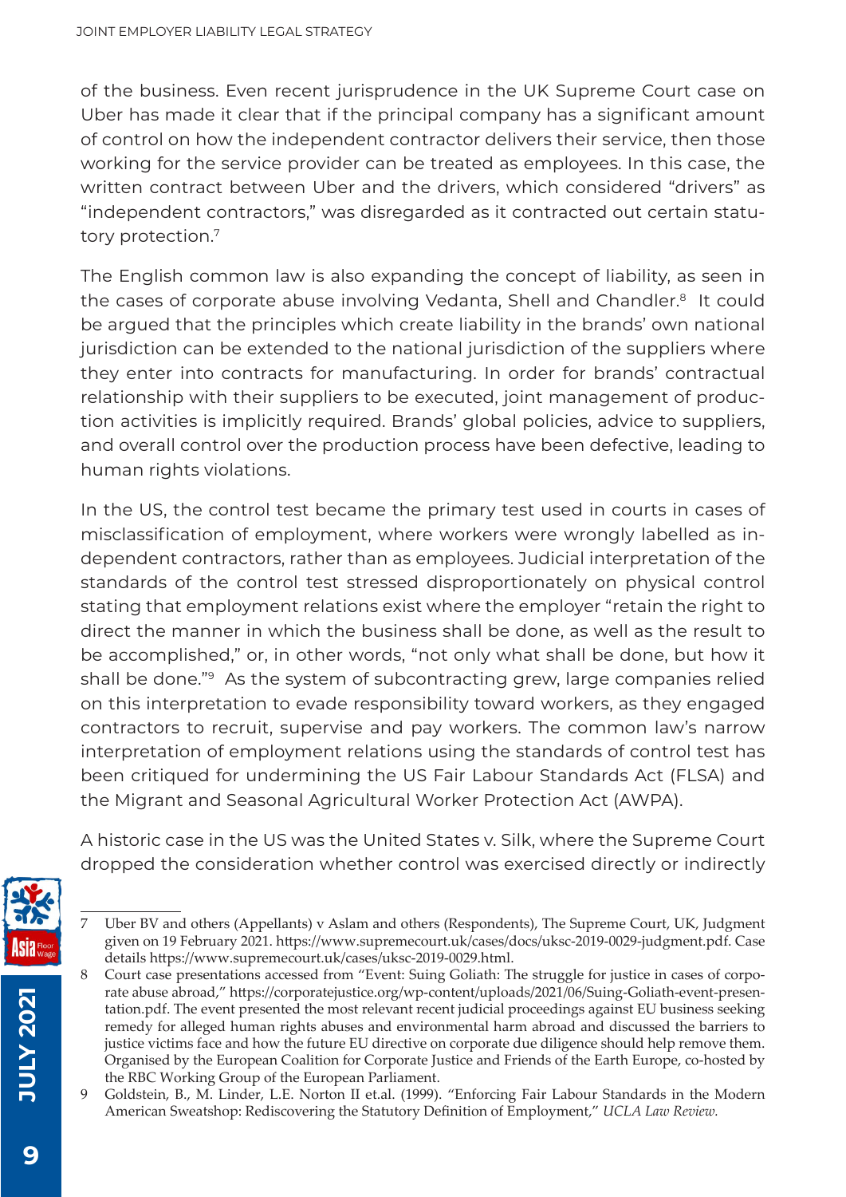of the business. Even recent jurisprudence in the UK Supreme Court case on Uber has made it clear that if the principal company has a significant amount of control on how the independent contractor delivers their service, then those working for the service provider can be treated as employees. In this case, the written contract between Uber and the drivers, which considered "drivers" as "independent contractors," was disregarded as it contracted out certain statutory protection.[7]

The English common law is also expanding the concept of liability, as seen in the cases of corporate abuse involving Vedanta, Shell and Chandler.[8] It could be argued that the principles which create liability in the brands' own national jurisdiction can be extended to the national jurisdiction of the suppliers where they enter into contracts for manufacturing. In order for brands' contractual relationship with their suppliers to be executed, joint management of production activities is implicitly required. Brands' global policies, advice to suppliers, and overall control over the production process have been defective, leading to human rights violations.

In the US, the control test became the primary test used in courts in cases of misclassification of employment, where workers were wrongly labelled as independent contractors, rather than as employees. Judicial interpretation of the standards of the control test stressed disproportionately on physical control stating that employment relations exist where the employer "retain the right to direct the manner in which the business shall be done, as well as the result to be accomplished," or, in other words, "not only what shall be done, but how it shall be done."[9] As the system of subcontracting grew, large companies relied on this interpretation to evade responsibility toward workers, as they engaged contractors to recruit, supervise and pay workers. The common law's narrow interpretation of employment relations using the standards of control test has been critiqued for undermining the US Fair Labour Standards Act (FLSA) and the Migrant and Seasonal Agricultural Worker Protection Act (AWPA).

A historic case in the US was the United States v. Silk, where the Supreme Court dropped the consideration whether control was exercised directly or indirectly

---

7 Uber BV and others (Appellants) v Aslam and others (Respondents), The Supreme Court, UK, Judgment given on 19 February 2021. https://www.supremecourt.uk/cases/docs/uksc-2019-0029-judgment.pdf. Case details https://www.supremecourt.uk/cases/uksc-2019-0029.html.

8 Court case presentations accessed from "Event: Suing Goliath: The struggle for justice in cases of corporate abuse abroad," https://corporatejustice.org/wp-content/uploads/2021/06/Suing-Goliath-event-presentation.pdf. The event presented the most relevant recent judicial proceedings against EU business seeking remedy for alleged human rights abuses and environmental harm abroad and discussed the barriers to justice victims face and how the future EU directive on corporate due diligence should help remove them. Organised by the European Coalition for Corporate Justice and Friends of the Earth Europe, co-hosted by the RBC Working Group of the European Parliament.

9 Goldstein, B., M. Linder, L.E. Norton II et.al. (1999). "Enforcing Fair Labour Standards in the Modern American Sweatshop: Rediscovering the Statutory Definition of Employment," *UCLA Law Review*.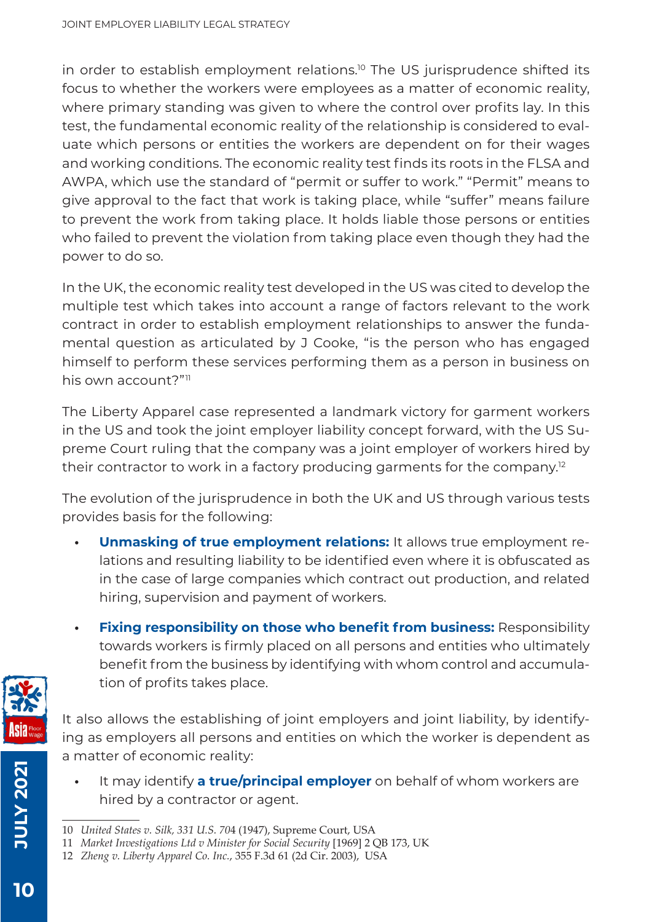in order to establish employment relations.[10] The US jurisprudence shifted its focus to whether the workers were employees as a matter of economic reality, where primary standing was given to where the control over profits lay. In this test, the fundamental economic reality of the relationship is considered to evaluate which persons or entities the workers are dependent on for their wages and working conditions. The economic reality test finds its roots in the FLSA and AWPA, which use the standard of "permit or suffer to work." "Permit" means to give approval to the fact that work is taking place, while "suffer" means failure to prevent the work from taking place. It holds liable those persons or entities who failed to prevent the violation from taking place even though they had the power to do so.

In the UK, the economic reality test developed in the US was cited to develop the multiple test which takes into account a range of factors relevant to the work contract in order to establish employment relationships to answer the fundamental question as articulated by J Cooke, "is the person who has engaged himself to perform these services performing them as a person in business on his own account?"[11]

The Liberty Apparel case represented a landmark victory for garment workers in the US and took the joint employer liability concept forward, with the US Supreme Court ruling that the company was a joint employer of workers hired by their contractor to work in a factory producing garments for the company.[12]

The evolution of the jurisprudence in both the UK and US through various tests provides basis for the following:

- **Unmasking of true employment relations:** It allows true employment relations and resulting liability to be identified even where it is obfuscated as in the case of large companies which contract out production, and related hiring, supervision and payment of workers.
- **Fixing responsibility on those who benefit from business:** Responsibility towards workers is firmly placed on all persons and entities who ultimately benefit from the business by identifying with whom control and accumulation of profits takes place.

It also allows the establishing of joint employers and joint liability, by identifying as employers all persons and entities on which the worker is dependent as a matter of economic reality:

- It may identify **a true/principal employer** on behalf of whom workers are hired by a contractor or agent.

---

10 *United States v. Silk, 331 U.S. 704* (1947), Supreme Court, USA

11 *Market Investigations Ltd v Minister for Social Security* [1969] 2 QB 173, UK

12 *Zheng v. Liberty Apparel Co. Inc.*, 355 F.3d 61 (2d Cir. 2003), USA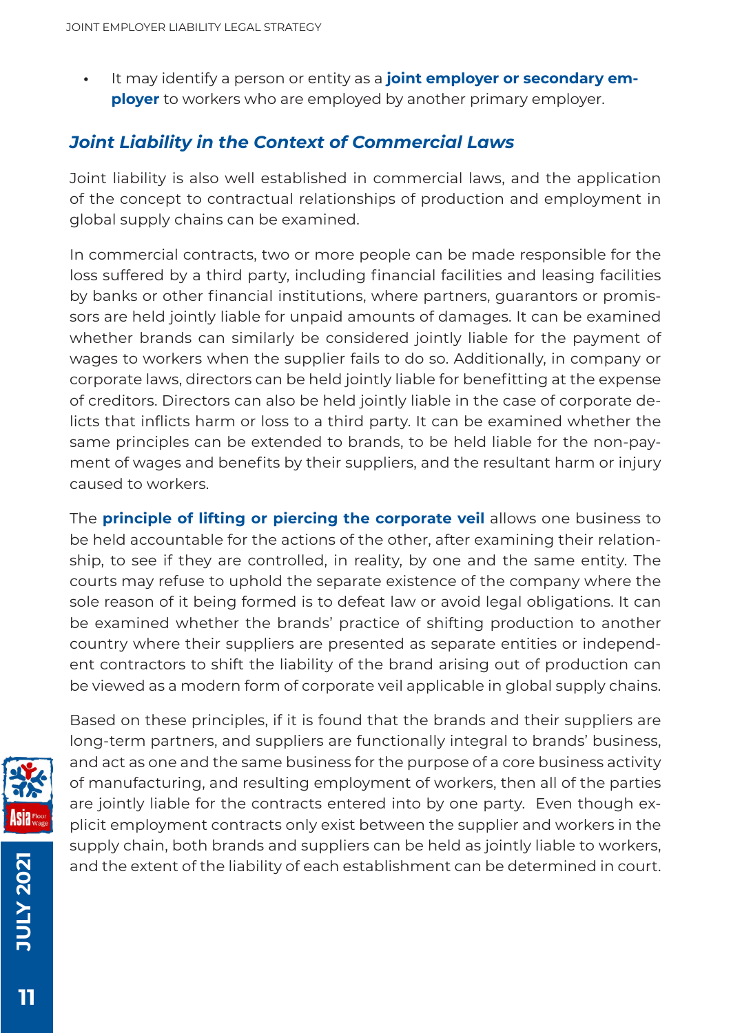- It may identify a person or entity as a **joint employer or secondary employer** to workers who are employed by another primary employer.

## *Joint Liability in the Context of Commercial Laws*

Joint liability is also well established in commercial laws, and the application of the concept to contractual relationships of production and employment in global supply chains can be examined.

In commercial contracts, two or more people can be made responsible for the loss suffered by a third party, including financial facilities and leasing facilities by banks or other financial institutions, where partners, guarantors or promissors are held jointly liable for unpaid amounts of damages. It can be examined whether brands can similarly be considered jointly liable for the payment of wages to workers when the supplier fails to do so. Additionally, in company or corporate laws, directors can be held jointly liable for benefitting at the expense of creditors. Directors can also be held jointly liable in the case of corporate delicts that inflicts harm or loss to a third party. It can be examined whether the same principles can be extended to brands, to be held liable for the non-payment of wages and benefits by their suppliers, and the resultant harm or injury caused to workers.

The **principle of lifting or piercing the corporate veil** allows one business to be held accountable for the actions of the other, after examining their relationship, to see if they are controlled, in reality, by one and the same entity. The courts may refuse to uphold the separate existence of the company where the sole reason of it being formed is to defeat law or avoid legal obligations. It can be examined whether the brands' practice of shifting production to another country where their suppliers are presented as separate entities or independent contractors to shift the liability of the brand arising out of production can be viewed as a modern form of corporate veil applicable in global supply chains.

Based on these principles, if it is found that the brands and their suppliers are long-term partners, and suppliers are functionally integral to brands' business, and act as one and the same business for the purpose of a core business activity of manufacturing, and resulting employment of workers, then all of the parties are jointly liable for the contracts entered into by one party. Even though explicit employment contracts only exist between the supplier and workers in the supply chain, both brands and suppliers can be held as jointly liable to workers, and the extent of the liability of each establishment can be determined in court.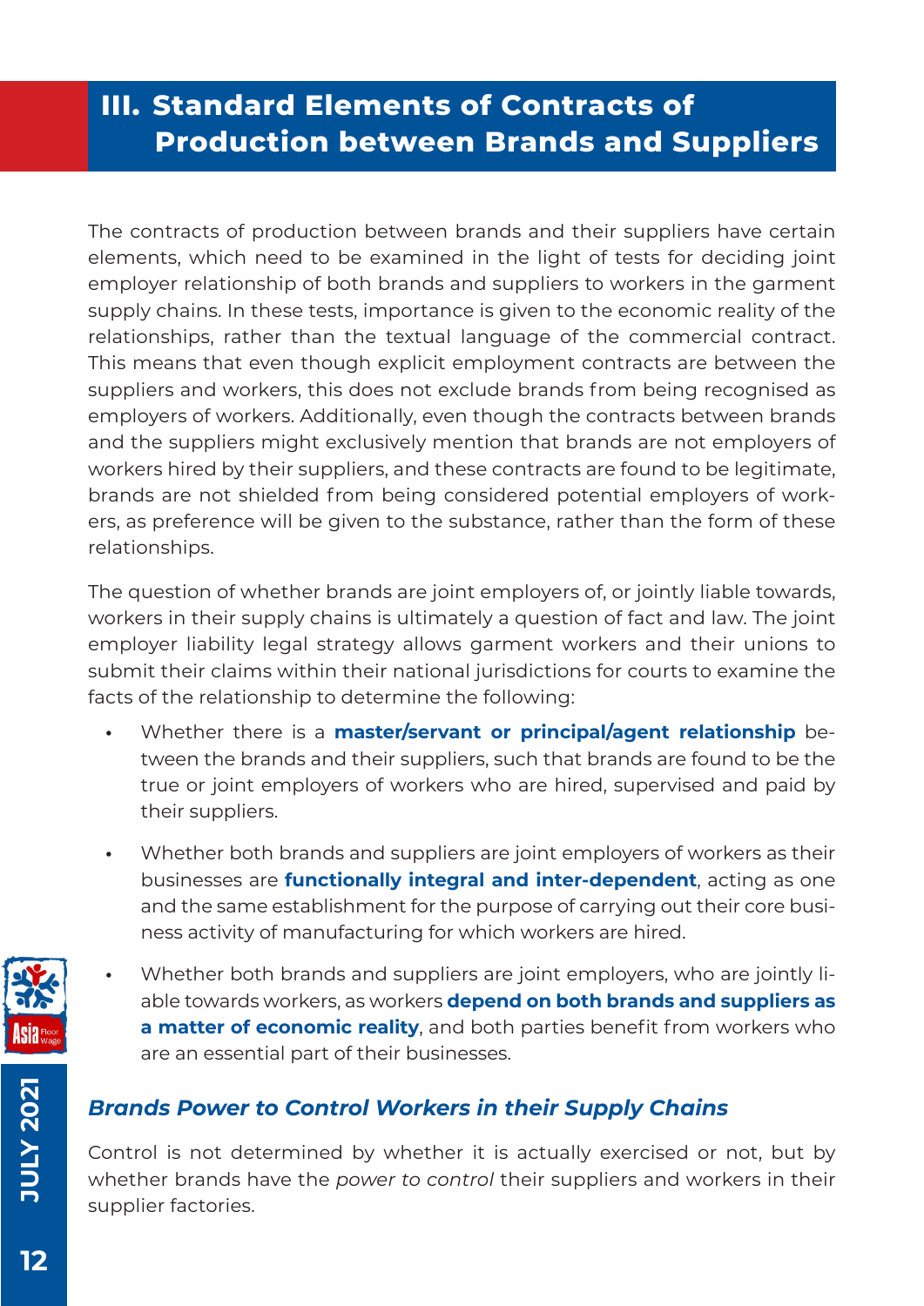## III. Standard Elements of Contracts of Production between Brands and Suppliers

The contracts of production between brands and their suppliers have certain elements, which need to be examined in the light of tests for deciding joint employer relationship of both brands and suppliers to workers in the garment supply chains. In these tests, importance is given to the economic reality of the relationships, rather than the textual language of the commercial contract. This means that even though explicit employment contracts are between the suppliers and workers, this does not exclude brands from being recognised as employers of workers. Additionally, even though the contracts between brands and the suppliers might exclusively mention that brands are not employers of workers hired by their suppliers, and these contracts are found to be legitimate, brands are not shielded from being considered potential employers of workers, as preference will be given to the substance, rather than the form of these relationships.

The question of whether brands are joint employers of, or jointly liable towards, workers in their supply chains is ultimately a question of fact and law. The joint employer liability legal strategy allows garment workers and their unions to submit their claims within their national jurisdictions for courts to examine the facts of the relationship to determine the following:

- Whether there is a **master/servant or principal/agent relationship** between the brands and their suppliers, such that brands are found to be the true or joint employers of workers who are hired, supervised and paid by their suppliers.
- Whether both brands and suppliers are joint employers of workers as their businesses are **functionally integral and inter-dependent**, acting as one and the same establishment for the purpose of carrying out their core business activity of manufacturing for which workers are hired.
- Whether both brands and suppliers are joint employers, who are jointly liable towards workers, as workers **depend on both brands and suppliers as a matter of economic reality**, and both parties benefit from workers who are an essential part of their businesses.

### *Brands Power to Control Workers in their Supply Chains*

Control is not determined by whether it is actually exercised or not, but by whether brands have the *power to control* their suppliers and workers in their supplier factories.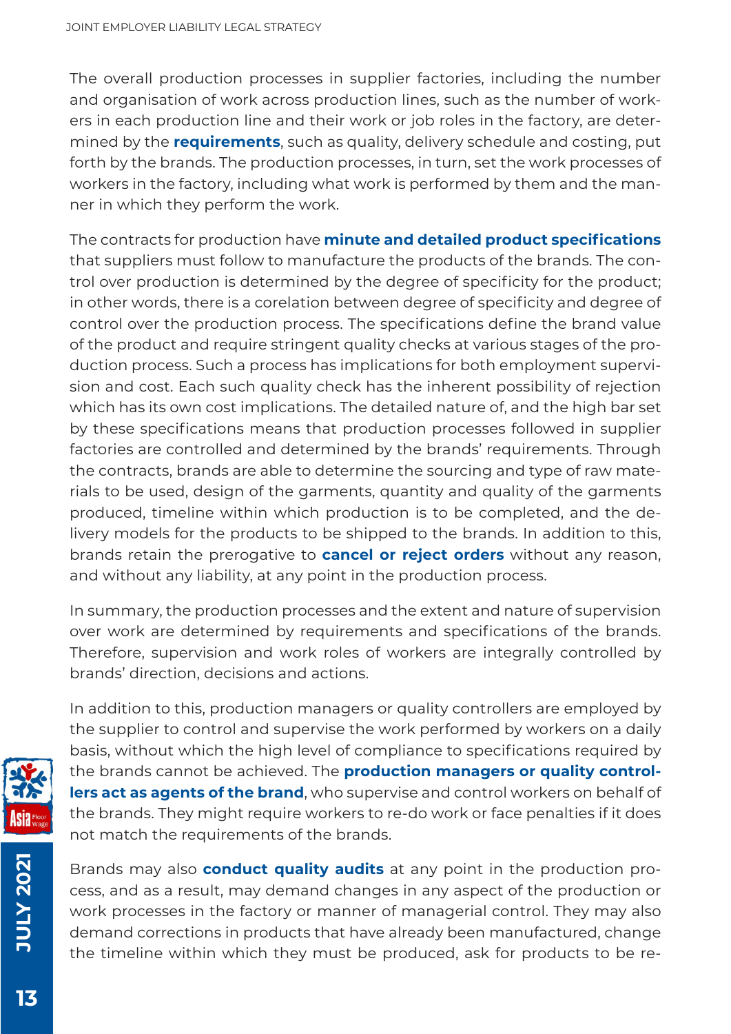The overall production processes in supplier factories, including the number and organisation of work across production lines, such as the number of workers in each production line and their work or job roles in the factory, are determined by the **requirements**, such as quality, delivery schedule and costing, put forth by the brands. The production processes, in turn, set the work processes of workers in the factory, including what work is performed by them and the manner in which they perform the work.

The contracts for production have **minute and detailed product specifications** that suppliers must follow to manufacture the products of the brands. The control over production is determined by the degree of specificity for the product; in other words, there is a corelation between degree of specificity and degree of control over the production process. The specifications define the brand value of the product and require stringent quality checks at various stages of the production process. Such a process has implications for both employment supervision and cost. Each such quality check has the inherent possibility of rejection which has its own cost implications. The detailed nature of, and the high bar set by these specifications means that production processes followed in supplier factories are controlled and determined by the brands' requirements. Through the contracts, brands are able to determine the sourcing and type of raw materials to be used, design of the garments, quantity and quality of the garments produced, timeline within which production is to be completed, and the delivery models for the products to be shipped to the brands. In addition to this, brands retain the prerogative to **cancel or reject orders** without any reason, and without any liability, at any point in the production process.

In summary, the production processes and the extent and nature of supervision over work are determined by requirements and specifications of the brands. Therefore, supervision and work roles of workers are integrally controlled by brands' direction, decisions and actions.

In addition to this, production managers or quality controllers are employed by the supplier to control and supervise the work performed by workers on a daily basis, without which the high level of compliance to specifications required by the brands cannot be achieved. The **production managers or quality controllers act as agents of the brand**, who supervise and control workers on behalf of the brands. They might require workers to re-do work or face penalties if it does not match the requirements of the brands.

Brands may also **conduct quality audits** at any point in the production process, and as a result, may demand changes in any aspect of the production or work processes in the factory or manner of managerial control. They may also demand corrections in products that have already been manufactured, change the timeline within which they must be produced, ask for products to be re-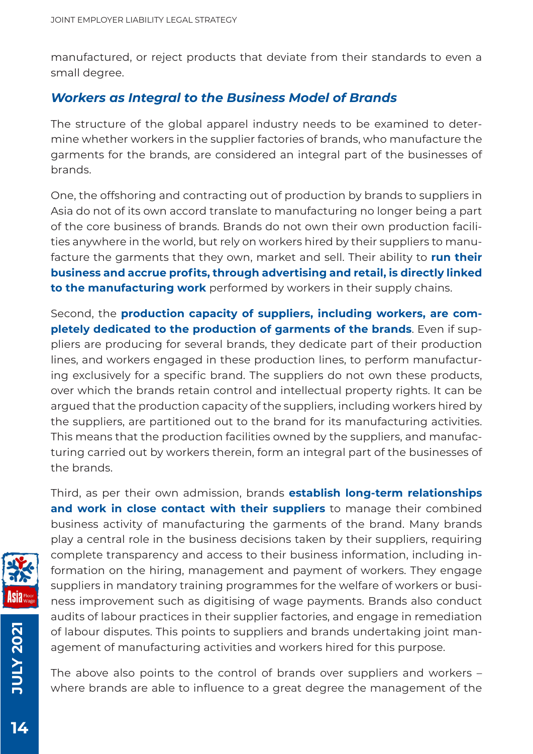manufactured, or reject products that deviate from their standards to even a small degree.

### *Workers as Integral to the Business Model of Brands*

The structure of the global apparel industry needs to be examined to determine whether workers in the supplier factories of brands, who manufacture the garments for the brands, are considered an integral part of the businesses of brands.

One, the offshoring and contracting out of production by brands to suppliers in Asia do not of its own accord translate to manufacturing no longer being a part of the core business of brands. Brands do not own their own production facilities anywhere in the world, but rely on workers hired by their suppliers to manufacture the garments that they own, market and sell. Their ability to **run their business and accrue profits, through advertising and retail, is directly linked to the manufacturing work** performed by workers in their supply chains.

Second, the **production capacity of suppliers, including workers, are completely dedicated to the production of garments of the brands**. Even if suppliers are producing for several brands, they dedicate part of their production lines, and workers engaged in these production lines, to perform manufacturing exclusively for a specific brand. The suppliers do not own these products, over which the brands retain control and intellectual property rights. It can be argued that the production capacity of the suppliers, including workers hired by the suppliers, are partitioned out to the brand for its manufacturing activities. This means that the production facilities owned by the suppliers, and manufacturing carried out by workers therein, form an integral part of the businesses of the brands.

Third, as per their own admission, brands **establish long-term relationships and work in close contact with their suppliers** to manage their combined business activity of manufacturing the garments of the brand. Many brands play a central role in the business decisions taken by their suppliers, requiring complete transparency and access to their business information, including information on the hiring, management and payment of workers. They engage suppliers in mandatory training programmes for the welfare of workers or business improvement such as digitising of wage payments. Brands also conduct audits of labour practices in their supplier factories, and engage in remediation of labour disputes. This points to suppliers and brands undertaking joint management of manufacturing activities and workers hired for this purpose.

The above also points to the control of brands over suppliers and workers – where brands are able to influence to a great degree the management of the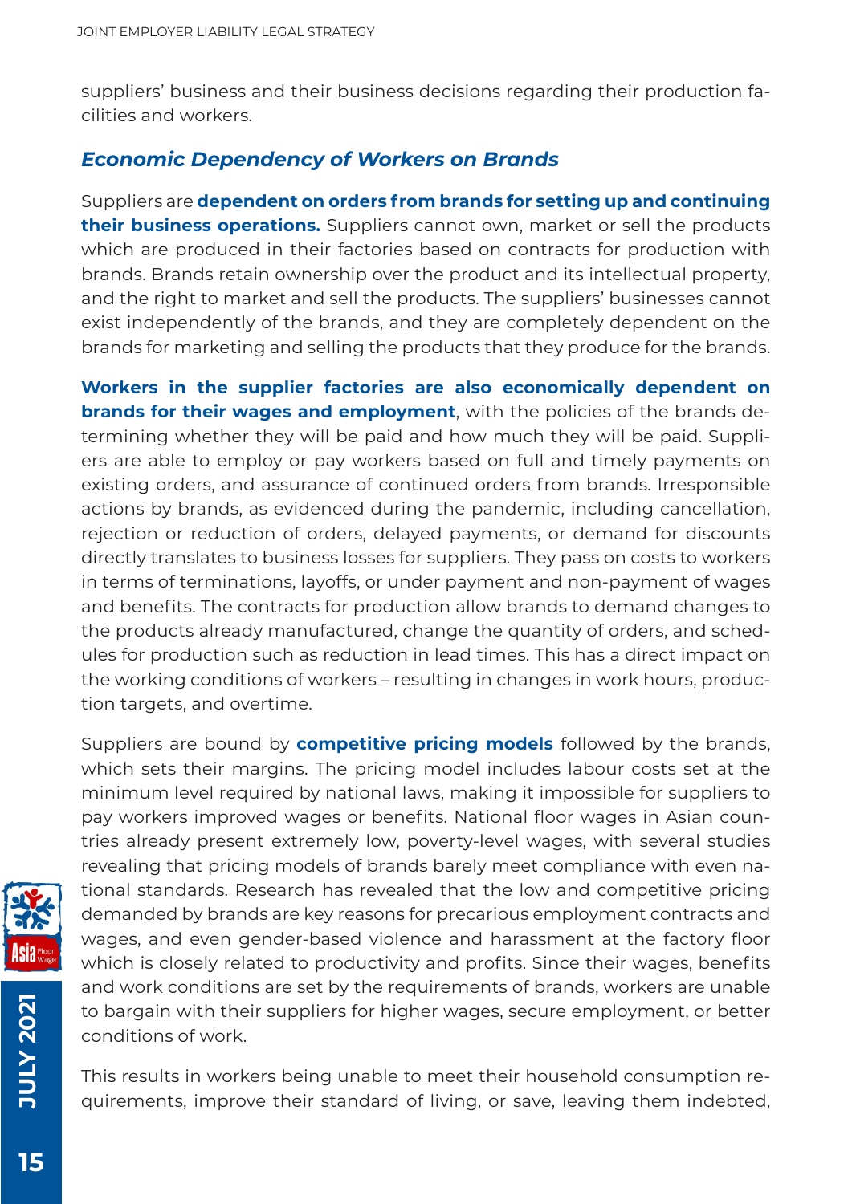suppliers' business and their business decisions regarding their production facilities and workers.

### *Economic Dependency of Workers on Brands*

Suppliers are **dependent on orders from brands for setting up and continuing their business operations.** Suppliers cannot own, market or sell the products which are produced in their factories based on contracts for production with brands. Brands retain ownership over the product and its intellectual property, and the right to market and sell the products. The suppliers' businesses cannot exist independently of the brands, and they are completely dependent on the brands for marketing and selling the products that they produce for the brands.

**Workers in the supplier factories are also economically dependent on brands for their wages and employment**, with the policies of the brands determining whether they will be paid and how much they will be paid. Suppliers are able to employ or pay workers based on full and timely payments on existing orders, and assurance of continued orders from brands. Irresponsible actions by brands, as evidenced during the pandemic, including cancellation, rejection or reduction of orders, delayed payments, or demand for discounts directly translates to business losses for suppliers. They pass on costs to workers in terms of terminations, layoffs, or under payment and non-payment of wages and benefits. The contracts for production allow brands to demand changes to the products already manufactured, change the quantity of orders, and schedules for production such as reduction in lead times. This has a direct impact on the working conditions of workers – resulting in changes in work hours, production targets, and overtime.

Suppliers are bound by **competitive pricing models** followed by the brands, which sets their margins. The pricing model includes labour costs set at the minimum level required by national laws, making it impossible for suppliers to pay workers improved wages or benefits. National floor wages in Asian countries already present extremely low, poverty-level wages, with several studies revealing that pricing models of brands barely meet compliance with even national standards. Research has revealed that the low and competitive pricing demanded by brands are key reasons for precarious employment contracts and wages, and even gender-based violence and harassment at the factory floor which is closely related to productivity and profits. Since their wages, benefits and work conditions are set by the requirements of brands, workers are unable to bargain with their suppliers for higher wages, secure employment, or better conditions of work.

This results in workers being unable to meet their household consumption requirements, improve their standard of living, or save, leaving them indebted,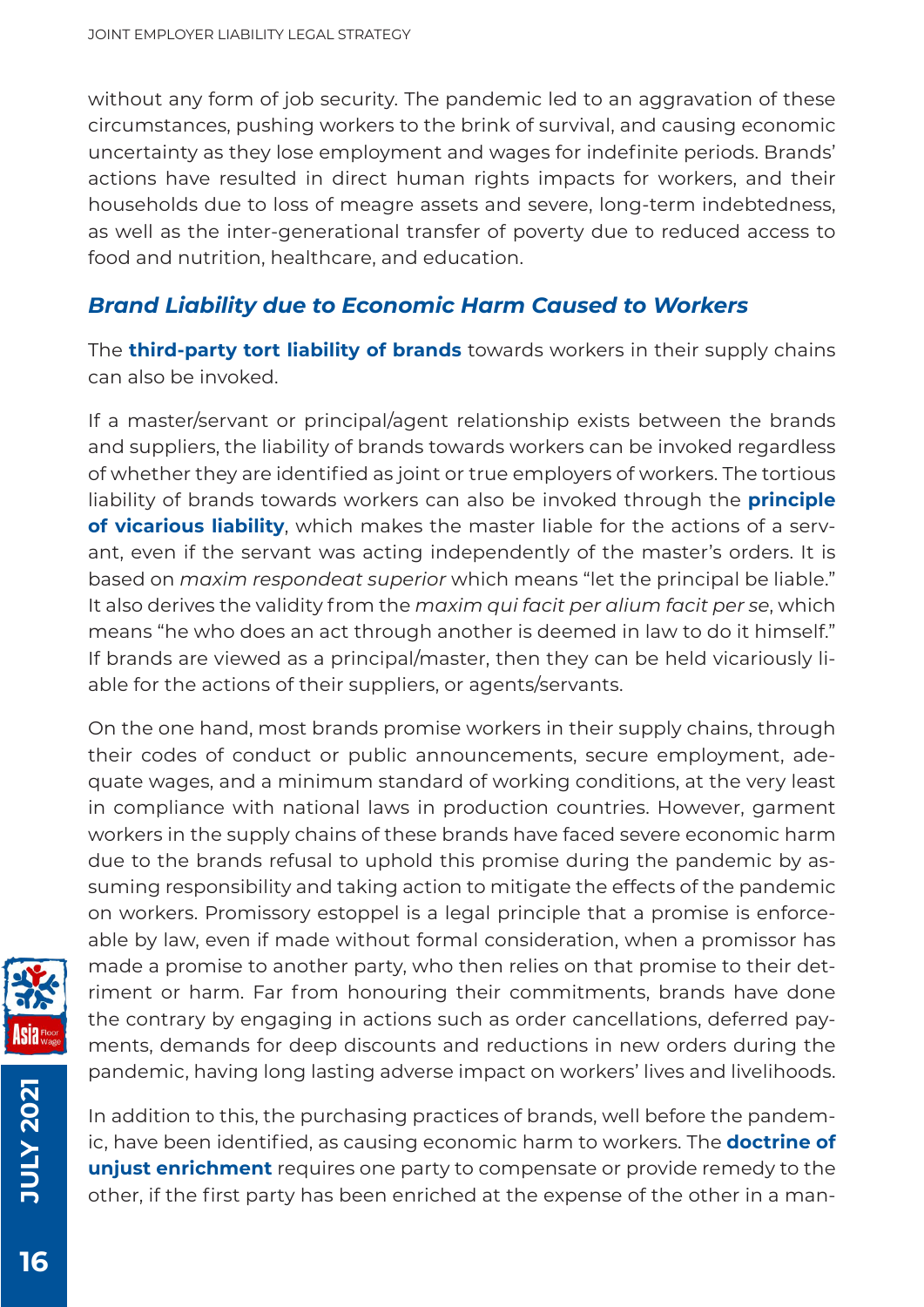without any form of job security. The pandemic led to an aggravation of these circumstances, pushing workers to the brink of survival, and causing economic uncertainty as they lose employment and wages for indefinite periods. Brands' actions have resulted in direct human rights impacts for workers, and their households due to loss of meagre assets and severe, long-term indebtedness, as well as the inter-generational transfer of poverty due to reduced access to food and nutrition, healthcare, and education.

### *Brand Liability due to Economic Harm Caused to Workers*

The **third-party tort liability of brands** towards workers in their supply chains can also be invoked.

If a master/servant or principal/agent relationship exists between the brands and suppliers, the liability of brands towards workers can be invoked regardless of whether they are identified as joint or true employers of workers. The tortious liability of brands towards workers can also be invoked through the **principle of vicarious liability**, which makes the master liable for the actions of a servant, even if the servant was acting independently of the master's orders. It is based on *maxim respondeat superior* which means "let the principal be liable." It also derives the validity from the *maxim qui facit per alium facit per se*, which means "he who does an act through another is deemed in law to do it himself." If brands are viewed as a principal/master, then they can be held vicariously liable for the actions of their suppliers, or agents/servants.

On the one hand, most brands promise workers in their supply chains, through their codes of conduct or public announcements, secure employment, adequate wages, and a minimum standard of working conditions, at the very least in compliance with national laws in production countries. However, garment workers in the supply chains of these brands have faced severe economic harm due to the brands refusal to uphold this promise during the pandemic by assuming responsibility and taking action to mitigate the effects of the pandemic on workers. Promissory estoppel is a legal principle that a promise is enforceable by law, even if made without formal consideration, when a promissor has made a promise to another party, who then relies on that promise to their detriment or harm. Far from honouring their commitments, brands have done the contrary by engaging in actions such as order cancellations, deferred payments, demands for deep discounts and reductions in new orders during the pandemic, having long lasting adverse impact on workers' lives and livelihoods.

In addition to this, the purchasing practices of brands, well before the pandemic, have been identified, as causing economic harm to workers. The **doctrine of unjust enrichment** requires one party to compensate or provide remedy to the other, if the first party has been enriched at the expense of the other in a man-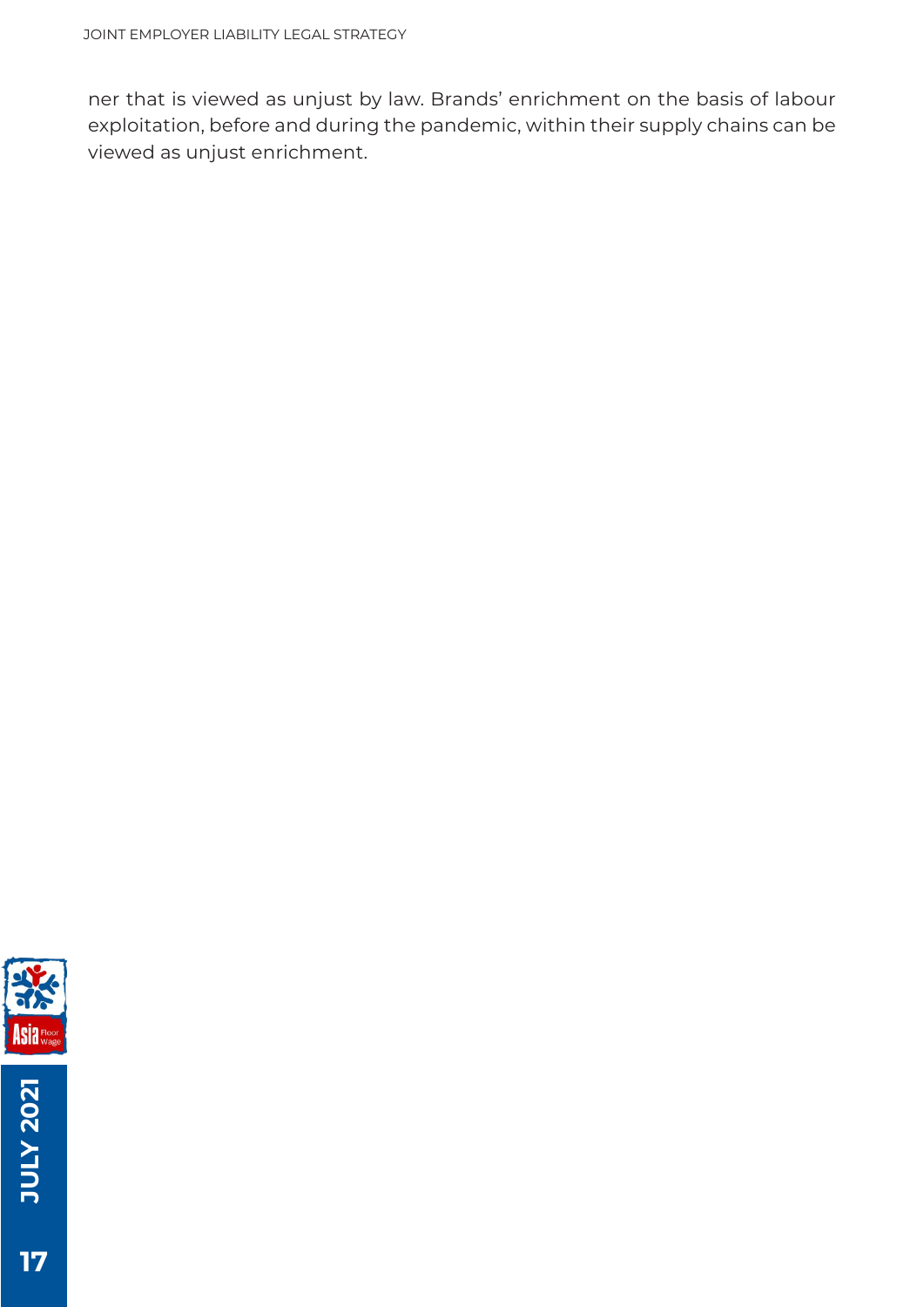ner that is viewed as unjust by law. Brands' enrichment on the basis of labour exploitation, before and during the pandemic, within their supply chains can be viewed as unjust enrichment.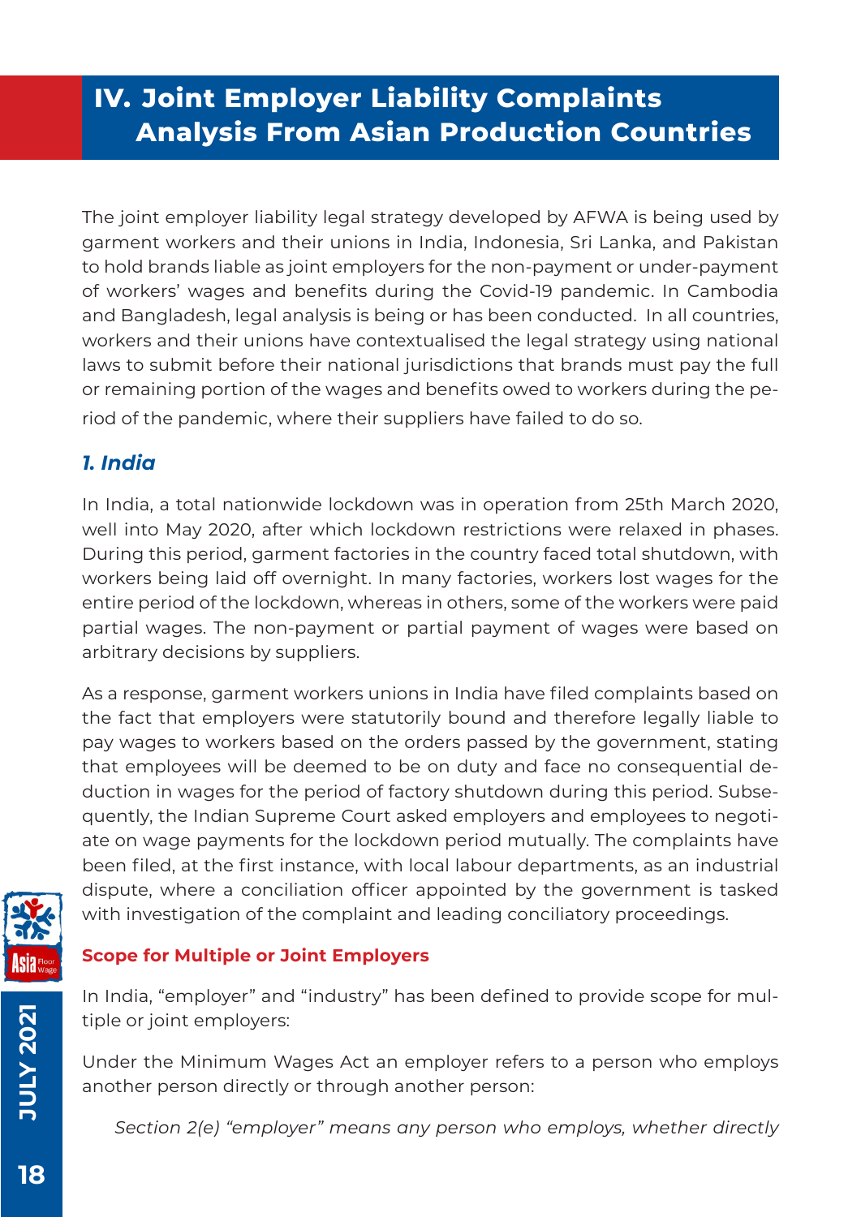## IV. Joint Employer Liability Complaints Analysis From Asian Production Countries

The joint employer liability legal strategy developed by AFWA is being used by garment workers and their unions in India, Indonesia, Sri Lanka, and Pakistan to hold brands liable as joint employers for the non-payment or under-payment of workers' wages and benefits during the Covid-19 pandemic. In Cambodia and Bangladesh, legal analysis is being or has been conducted. In all countries, workers and their unions have contextualised the legal strategy using national laws to submit before their national jurisdictions that brands must pay the full or remaining portion of the wages and benefits owed to workers during the period of the pandemic, where their suppliers have failed to do so.

### *1. India*

In India, a total nationwide lockdown was in operation from 25th March 2020, well into May 2020, after which lockdown restrictions were relaxed in phases. During this period, garment factories in the country faced total shutdown, with workers being laid off overnight. In many factories, workers lost wages for the entire period of the lockdown, whereas in others, some of the workers were paid partial wages. The non-payment or partial payment of wages were based on arbitrary decisions by suppliers.

As a response, garment workers unions in India have filed complaints based on the fact that employers were statutorily bound and therefore legally liable to pay wages to workers based on the orders passed by the government, stating that employees will be deemed to be on duty and face no consequential deduction in wages for the period of factory shutdown during this period. Subsequently, the Indian Supreme Court asked employers and employees to negotiate on wage payments for the lockdown period mutually. The complaints have been filed, at the first instance, with local labour departments, as an industrial dispute, where a conciliation officer appointed by the government is tasked with investigation of the complaint and leading conciliatory proceedings.

#### Scope for Multiple or Joint Employers

In India, "employer" and "industry" has been defined to provide scope for multiple or joint employers:

Under the Minimum Wages Act an employer refers to a person who employs another person directly or through another person:

*Section 2(e) "employer" means any person who employs, whether directly*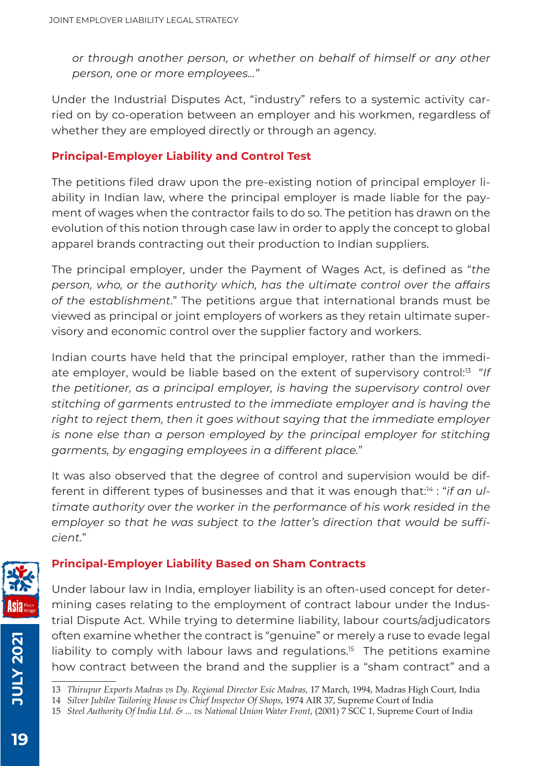*or through another person, or whether on behalf of himself or any other person, one or more employees…"*

Under the Industrial Disputes Act, "industry" refers to a systemic activity carried on by co-operation between an employer and his workmen, regardless of whether they are employed directly or through an agency.

### Principal-Employer Liability and Control Test

The petitions filed draw upon the pre-existing notion of principal employer liability in Indian law, where the principal employer is made liable for the payment of wages when the contractor fails to do so. The petition has drawn on the evolution of this notion through case law in order to apply the concept to global apparel brands contracting out their production to Indian suppliers.

The principal employer, under the Payment of Wages Act, is defined as "*the person, who, or the authority which, has the ultimate control over the affairs of the establishment*." The petitions argue that international brands must be viewed as principal or joint employers of workers as they retain ultimate supervisory and economic control over the supplier factory and workers.

Indian courts have held that the principal employer, rather than the immediate employer, would be liable based on the extent of supervisory control:[13] "*If the petitioner, as a principal employer, is having the supervisory control over stitching of garments entrusted to the immediate employer and is having the right to reject them, then it goes without saying that the immediate employer is none else than a person employed by the principal employer for stitching garments, by engaging employees in a different place.*"

It was also observed that the degree of control and supervision would be different in different types of businesses and that it was enough that:[14] : "*if an ultimate authority over the worker in the performance of his work resided in the employer so that he was subject to the latter's direction that would be sufficient.*"

### Principal-Employer Liability Based on Sham Contracts

Under labour law in India, employer liability is an often-used concept for determining cases relating to the employment of contract labour under the Industrial Dispute Act. While trying to determine liability, labour courts/adjudicators often examine whether the contract is "genuine" or merely a ruse to evade legal liability to comply with labour laws and regulations.[15] The petitions examine how contract between the brand and the supplier is a "sham contract" and a

---

13 *Thirupur Exports Madras vs Dy. Regional Director Esic Madras*, 17 March, 1994, Madras High Court, India

14 *Silver Jubilee Tailoring House vs Chief Inspector Of Shops*, 1974 AIR 37, Supreme Court of India

15 *Steel Authority Of India Ltd. & ... vs National Union Water Front*, (2001) 7 SCC 1, Supreme Court of India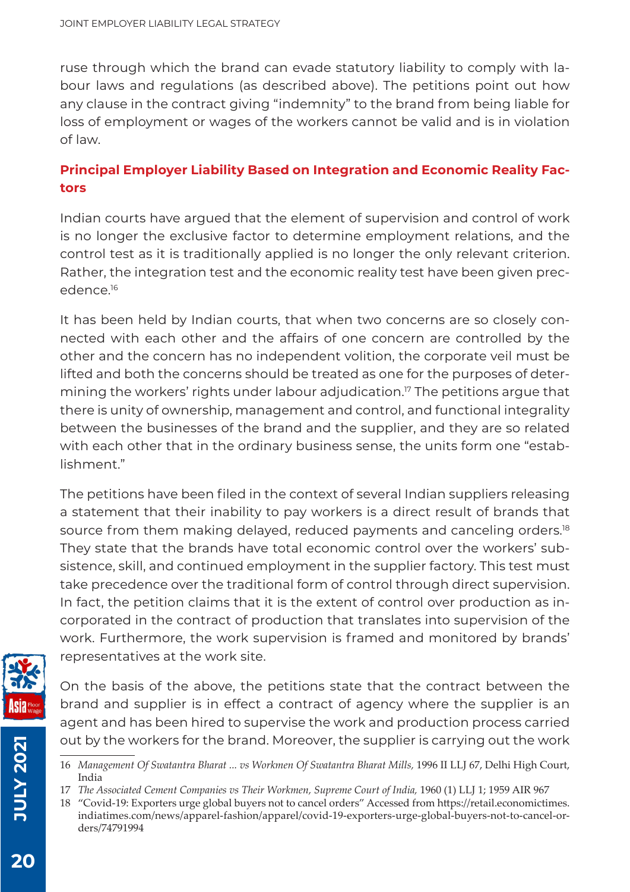ruse through which the brand can evade statutory liability to comply with labour laws and regulations (as described above). The petitions point out how any clause in the contract giving "indemnity" to the brand from being liable for loss of employment or wages of the workers cannot be valid and is in violation of law.

## Principal Employer Liability Based on Integration and Economic Reality Factors

Indian courts have argued that the element of supervision and control of work is no longer the exclusive factor to determine employment relations, and the control test as it is traditionally applied is no longer the only relevant criterion. Rather, the integration test and the economic reality test have been given precedence.[16]

It has been held by Indian courts, that when two concerns are so closely connected with each other and the affairs of one concern are controlled by the other and the concern has no independent volition, the corporate veil must be lifted and both the concerns should be treated as one for the purposes of determining the workers' rights under labour adjudication.[17] The petitions argue that there is unity of ownership, management and control, and functional integrality between the businesses of the brand and the supplier, and they are so related with each other that in the ordinary business sense, the units form one "establishment."

The petitions have been filed in the context of several Indian suppliers releasing a statement that their inability to pay workers is a direct result of brands that source from them making delayed, reduced payments and canceling orders.[18] They state that the brands have total economic control over the workers' subsistence, skill, and continued employment in the supplier factory. This test must take precedence over the traditional form of control through direct supervision. In fact, the petition claims that it is the extent of control over production as incorporated in the contract of production that translates into supervision of the work. Furthermore, the work supervision is framed and monitored by brands' representatives at the work site.

On the basis of the above, the petitions state that the contract between the brand and supplier is in effect a contract of agency where the supplier is an agent and has been hired to supervise the work and production process carried out by the workers for the brand. Moreover, the supplier is carrying out the work

---

16 *Management Of Swatantra Bharat ... vs Workmen Of Swatantra Bharat Mills,* 1996 II LLJ 67, Delhi High Court, India

17 *The Associated Cement Companies vs Their Workmen, Supreme Court of India,* 1960 (1) LLJ 1; 1959 AIR 967

18 "Covid-19: Exporters urge global buyers not to cancel orders" Accessed from https://retail.economictimes.indiatimes.com/news/apparel-fashion/apparel/covid-19-exporters-urge-global-buyers-not-to-cancel-orders/74791994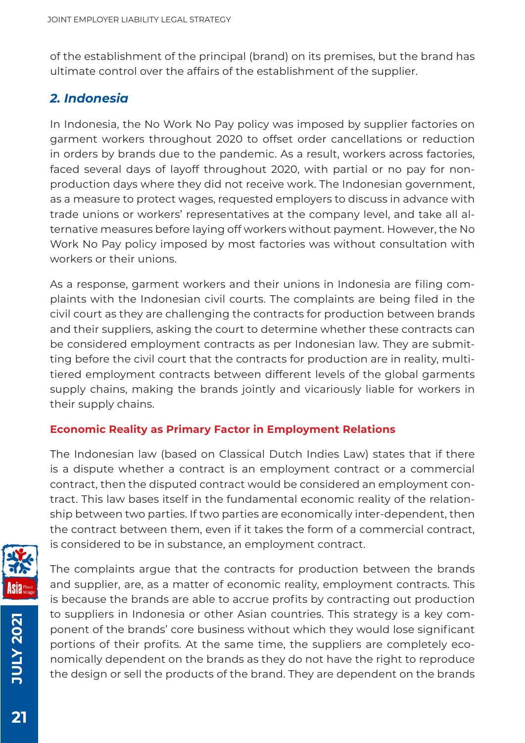of the establishment of the principal (brand) on its premises, but the brand has ultimate control over the affairs of the establishment of the supplier.

## *2. Indonesia*

In Indonesia, the No Work No Pay policy was imposed by supplier factories on garment workers throughout 2020 to offset order cancellations or reduction in orders by brands due to the pandemic. As a result, workers across factories, faced several days of layoff throughout 2020, with partial or no pay for non-production days where they did not receive work. The Indonesian government, as a measure to protect wages, requested employers to discuss in advance with trade unions or workers' representatives at the company level, and take all alternative measures before laying off workers without payment. However, the No Work No Pay policy imposed by most factories was without consultation with workers or their unions.

As a response, garment workers and their unions in Indonesia are filing complaints with the Indonesian civil courts. The complaints are being filed in the civil court as they are challenging the contracts for production between brands and their suppliers, asking the court to determine whether these contracts can be considered employment contracts as per Indonesian law. They are submitting before the civil court that the contracts for production are in reality, multi-tiered employment contracts between different levels of the global garments supply chains, making the brands jointly and vicariously liable for workers in their supply chains.

### Economic Reality as Primary Factor in Employment Relations

The Indonesian law (based on Classical Dutch Indies Law) states that if there is a dispute whether a contract is an employment contract or a commercial contract, then the disputed contract would be considered an employment contract. This law bases itself in the fundamental economic reality of the relationship between two parties. If two parties are economically inter-dependent, then the contract between them, even if it takes the form of a commercial contract, is considered to be in substance, an employment contract.

The complaints argue that the contracts for production between the brands and supplier, are, as a matter of economic reality, employment contracts. This is because the brands are able to accrue profits by contracting out production to suppliers in Indonesia or other Asian countries. This strategy is a key component of the brands' core business without which they would lose significant portions of their profits. At the same time, the suppliers are completely economically dependent on the brands as they do not have the right to reproduce the design or sell the products of the brand. They are dependent on the brands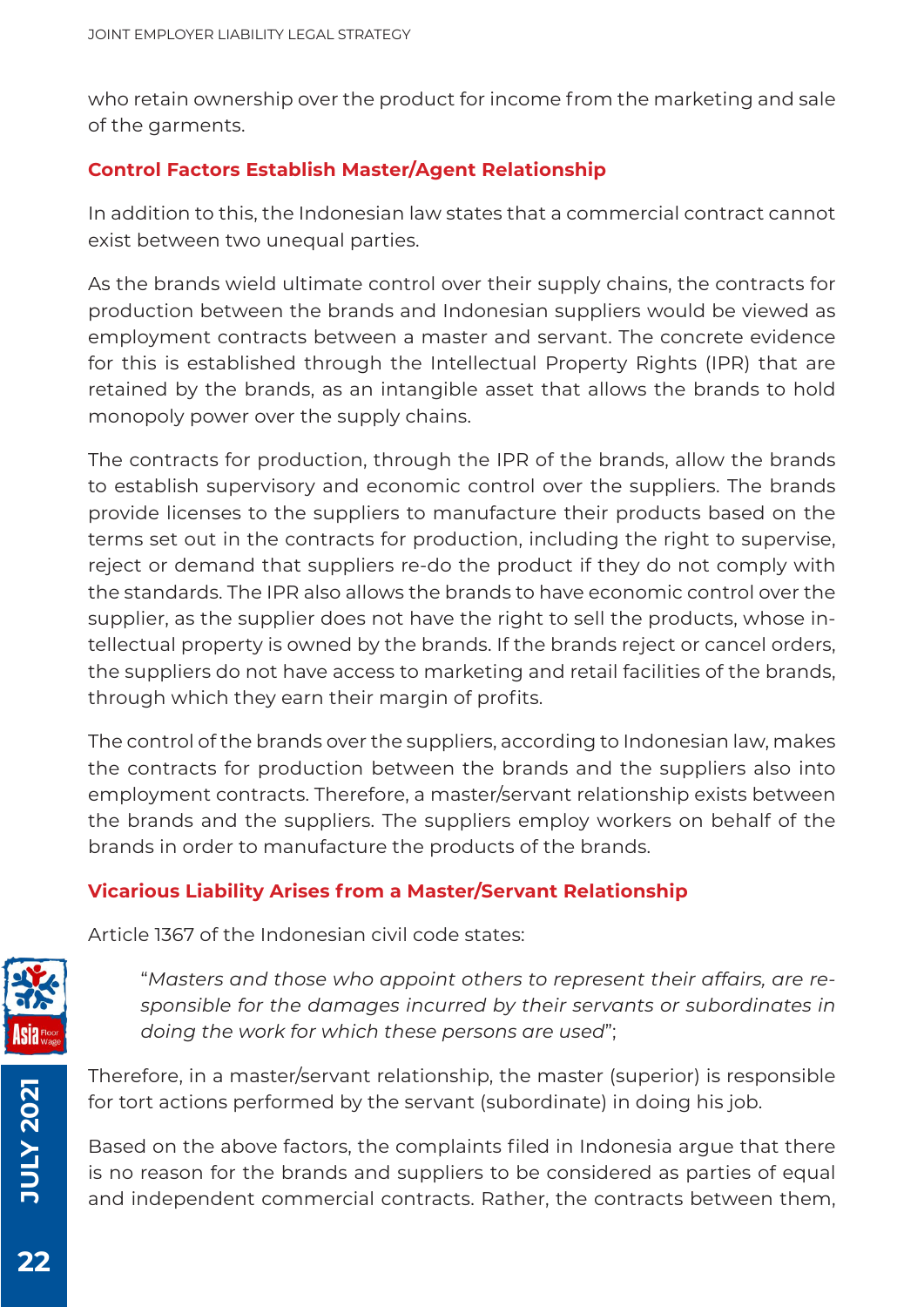who retain ownership over the product for income from the marketing and sale of the garments.

### Control Factors Establish Master/Agent Relationship

In addition to this, the Indonesian law states that a commercial contract cannot exist between two unequal parties.

As the brands wield ultimate control over their supply chains, the contracts for production between the brands and Indonesian suppliers would be viewed as employment contracts between a master and servant. The concrete evidence for this is established through the Intellectual Property Rights (IPR) that are retained by the brands, as an intangible asset that allows the brands to hold monopoly power over the supply chains.

The contracts for production, through the IPR of the brands, allow the brands to establish supervisory and economic control over the suppliers. The brands provide licenses to the suppliers to manufacture their products based on the terms set out in the contracts for production, including the right to supervise, reject or demand that suppliers re-do the product if they do not comply with the standards. The IPR also allows the brands to have economic control over the supplier, as the supplier does not have the right to sell the products, whose intellectual property is owned by the brands. If the brands reject or cancel orders, the suppliers do not have access to marketing and retail facilities of the brands, through which they earn their margin of profits.

The control of the brands over the suppliers, according to Indonesian law, makes the contracts for production between the brands and the suppliers also into employment contracts. Therefore, a master/servant relationship exists between the brands and the suppliers. The suppliers employ workers on behalf of the brands in order to manufacture the products of the brands.

### Vicarious Liability Arises from a Master/Servant Relationship

Article 1367 of the Indonesian civil code states:

> "*Masters and those who appoint others to represent their affairs, are responsible for the damages incurred by their servants or subordinates in doing the work for which these persons are used*";

Therefore, in a master/servant relationship, the master (superior) is responsible for tort actions performed by the servant (subordinate) in doing his job.

Based on the above factors, the complaints filed in Indonesia argue that there is no reason for the brands and suppliers to be considered as parties of equal and independent commercial contracts. Rather, the contracts between them,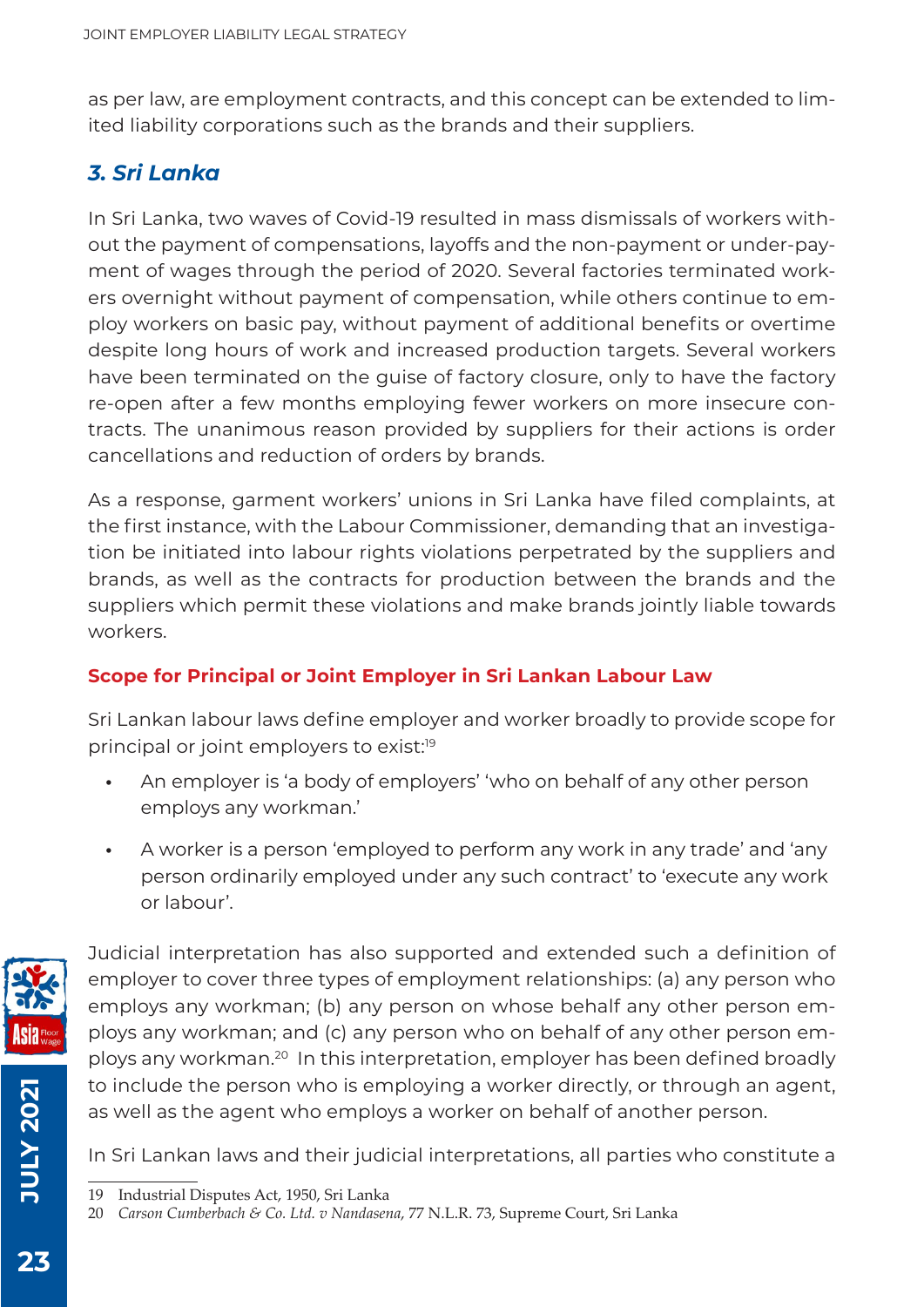as per law, are employment contracts, and this concept can be extended to limited liability corporations such as the brands and their suppliers.

## *3. Sri Lanka*

In Sri Lanka, two waves of Covid-19 resulted in mass dismissals of workers without the payment of compensations, layoffs and the non-payment or under-payment of wages through the period of 2020. Several factories terminated workers overnight without payment of compensation, while others continue to employ workers on basic pay, without payment of additional benefits or overtime despite long hours of work and increased production targets. Several workers have been terminated on the guise of factory closure, only to have the factory re-open after a few months employing fewer workers on more insecure contracts. The unanimous reason provided by suppliers for their actions is order cancellations and reduction of orders by brands.

As a response, garment workers' unions in Sri Lanka have filed complaints, at the first instance, with the Labour Commissioner, demanding that an investigation be initiated into labour rights violations perpetrated by the suppliers and brands, as well as the contracts for production between the brands and the suppliers which permit these violations and make brands jointly liable towards workers.

### Scope for Principal or Joint Employer in Sri Lankan Labour Law

Sri Lankan labour laws define employer and worker broadly to provide scope for principal or joint employers to exist:[19]

- An employer is 'a body of employers' 'who on behalf of any other person employs any workman.'
- A worker is a person 'employed to perform any work in any trade' and 'any person ordinarily employed under any such contract' to 'execute any work or labour'.

Judicial interpretation has also supported and extended such a definition of employer to cover three types of employment relationships: (a) any person who employs any workman; (b) any person on whose behalf any other person employs any workman; and (c) any person who on behalf of any other person employs any workman.[20] In this interpretation, employer has been defined broadly to include the person who is employing a worker directly, or through an agent, as well as the agent who employs a worker on behalf of another person.

In Sri Lankan laws and their judicial interpretations, all parties who constitute a

---

19 Industrial Disputes Act, 1950, Sri Lanka

20 *Carson Cumberbach & Co. Ltd. v Nandasena,* 77 N.L.R. 73, Supreme Court, Sri Lanka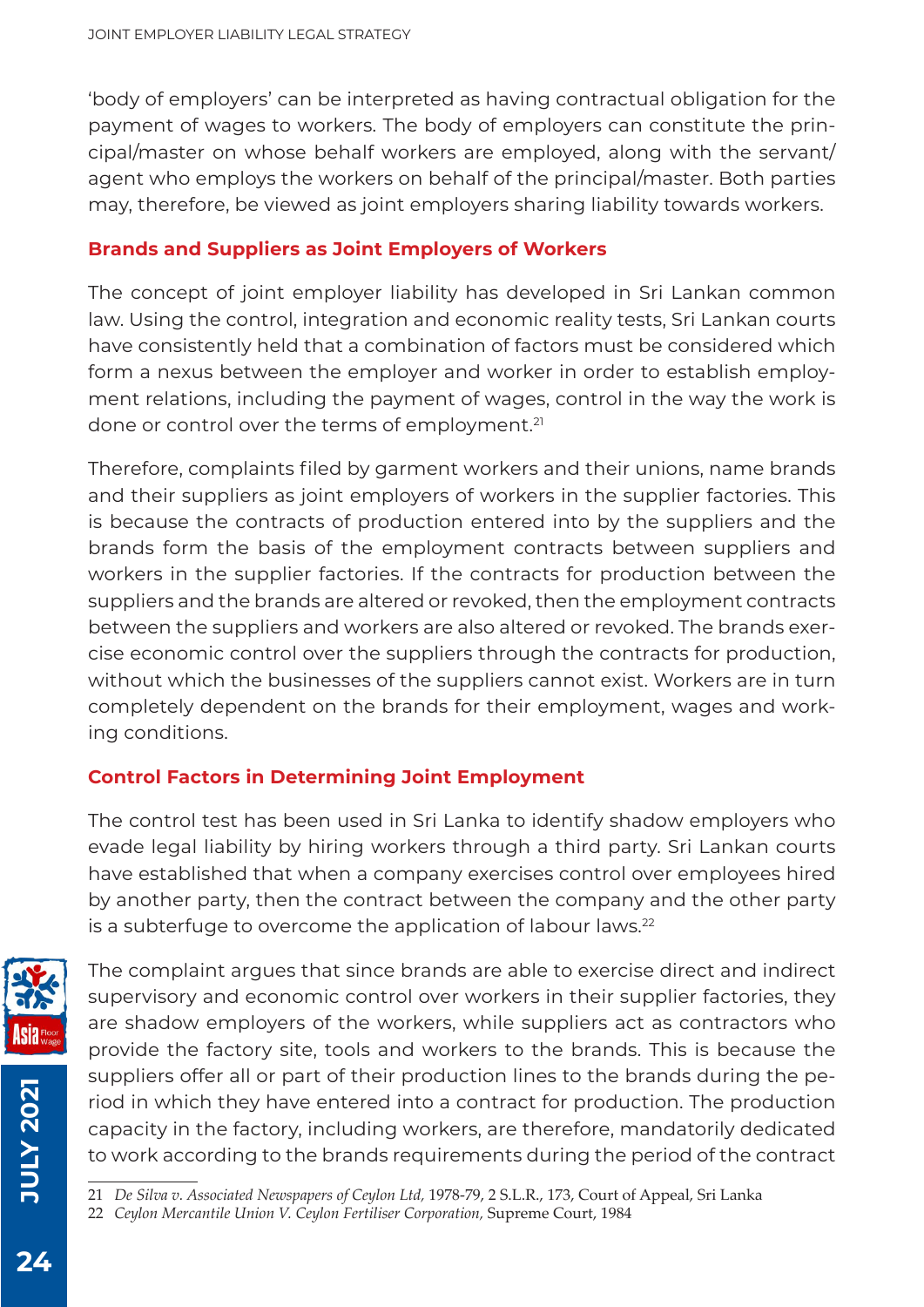'body of employers' can be interpreted as having contractual obligation for the payment of wages to workers. The body of employers can constitute the principal/master on whose behalf workers are employed, along with the servant/agent who employs the workers on behalf of the principal/master. Both parties may, therefore, be viewed as joint employers sharing liability towards workers.

### Brands and Suppliers as Joint Employers of Workers

The concept of joint employer liability has developed in Sri Lankan common law. Using the control, integration and economic reality tests, Sri Lankan courts have consistently held that a combination of factors must be considered which form a nexus between the employer and worker in order to establish employment relations, including the payment of wages, control in the way the work is done or control over the terms of employment.[21]

Therefore, complaints filed by garment workers and their unions, name brands and their suppliers as joint employers of workers in the supplier factories. This is because the contracts of production entered into by the suppliers and the brands form the basis of the employment contracts between suppliers and workers in the supplier factories. If the contracts for production between the suppliers and the brands are altered or revoked, then the employment contracts between the suppliers and workers are also altered or revoked. The brands exercise economic control over the suppliers through the contracts for production, without which the businesses of the suppliers cannot exist. Workers are in turn completely dependent on the brands for their employment, wages and working conditions.

### Control Factors in Determining Joint Employment

The control test has been used in Sri Lanka to identify shadow employers who evade legal liability by hiring workers through a third party. Sri Lankan courts have established that when a company exercises control over employees hired by another party, then the contract between the company and the other party is a subterfuge to overcome the application of labour laws.[22]

The complaint argues that since brands are able to exercise direct and indirect supervisory and economic control over workers in their supplier factories, they are shadow employers of the workers, while suppliers act as contractors who provide the factory site, tools and workers to the brands. This is because the suppliers offer all or part of their production lines to the brands during the period in which they have entered into a contract for production. The production capacity in the factory, including workers, are therefore, mandatorily dedicated to work according to the brands requirements during the period of the contract

---

21 *De Silva v. Associated Newspapers of Ceylon Ltd*, 1978-79, 2 S.L.R., 173, Court of Appeal, Sri Lanka

22 *Ceylon Mercantile Union V. Ceylon Fertiliser Corporation*, Supreme Court, 1984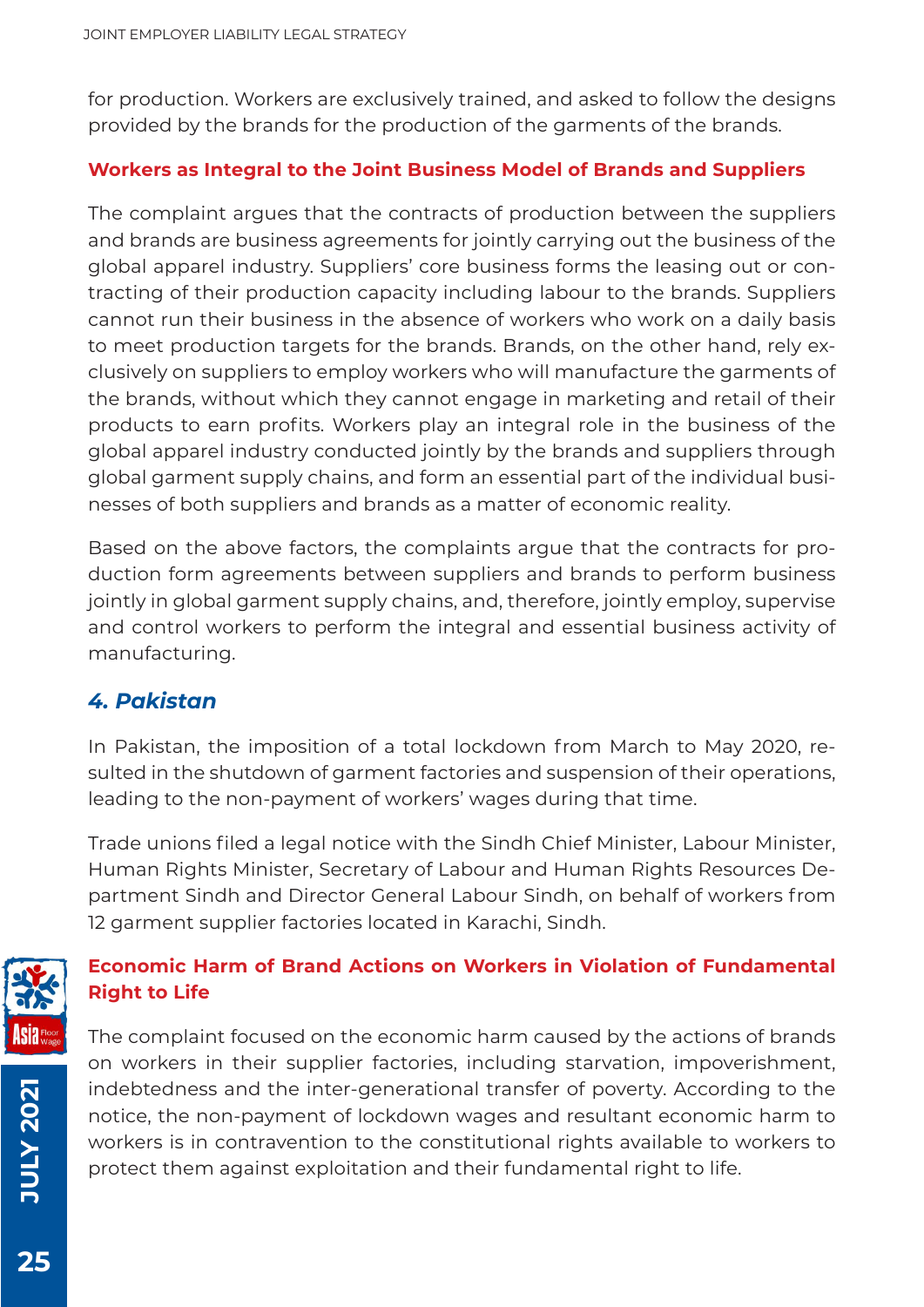for production. Workers are exclusively trained, and asked to follow the designs provided by the brands for the production of the garments of the brands.

**Workers as Integral to the Joint Business Model of Brands and Suppliers**

The complaint argues that the contracts of production between the suppliers and brands are business agreements for jointly carrying out the business of the global apparel industry. Suppliers' core business forms the leasing out or contracting of their production capacity including labour to the brands. Suppliers cannot run their business in the absence of workers who work on a daily basis to meet production targets for the brands. Brands, on the other hand, rely exclusively on suppliers to employ workers who will manufacture the garments of the brands, without which they cannot engage in marketing and retail of their products to earn profits. Workers play an integral role in the business of the global apparel industry conducted jointly by the brands and suppliers through global garment supply chains, and form an essential part of the individual businesses of both suppliers and brands as a matter of economic reality.

Based on the above factors, the complaints argue that the contracts for production form agreements between suppliers and brands to perform business jointly in global garment supply chains, and, therefore, jointly employ, supervise and control workers to perform the integral and essential business activity of manufacturing.

### *4. Pakistan*

In Pakistan, the imposition of a total lockdown from March to May 2020, resulted in the shutdown of garment factories and suspension of their operations, leading to the non-payment of workers' wages during that time.

Trade unions filed a legal notice with the Sindh Chief Minister, Labour Minister, Human Rights Minister, Secretary of Labour and Human Rights Resources Department Sindh and Director General Labour Sindh, on behalf of workers from 12 garment supplier factories located in Karachi, Sindh.

**Economic Harm of Brand Actions on Workers in Violation of Fundamental Right to Life**

The complaint focused on the economic harm caused by the actions of brands on workers in their supplier factories, including starvation, impoverishment, indebtedness and the inter-generational transfer of poverty. According to the notice, the non-payment of lockdown wages and resultant economic harm to workers is in contravention to the constitutional rights available to workers to protect them against exploitation and their fundamental right to life.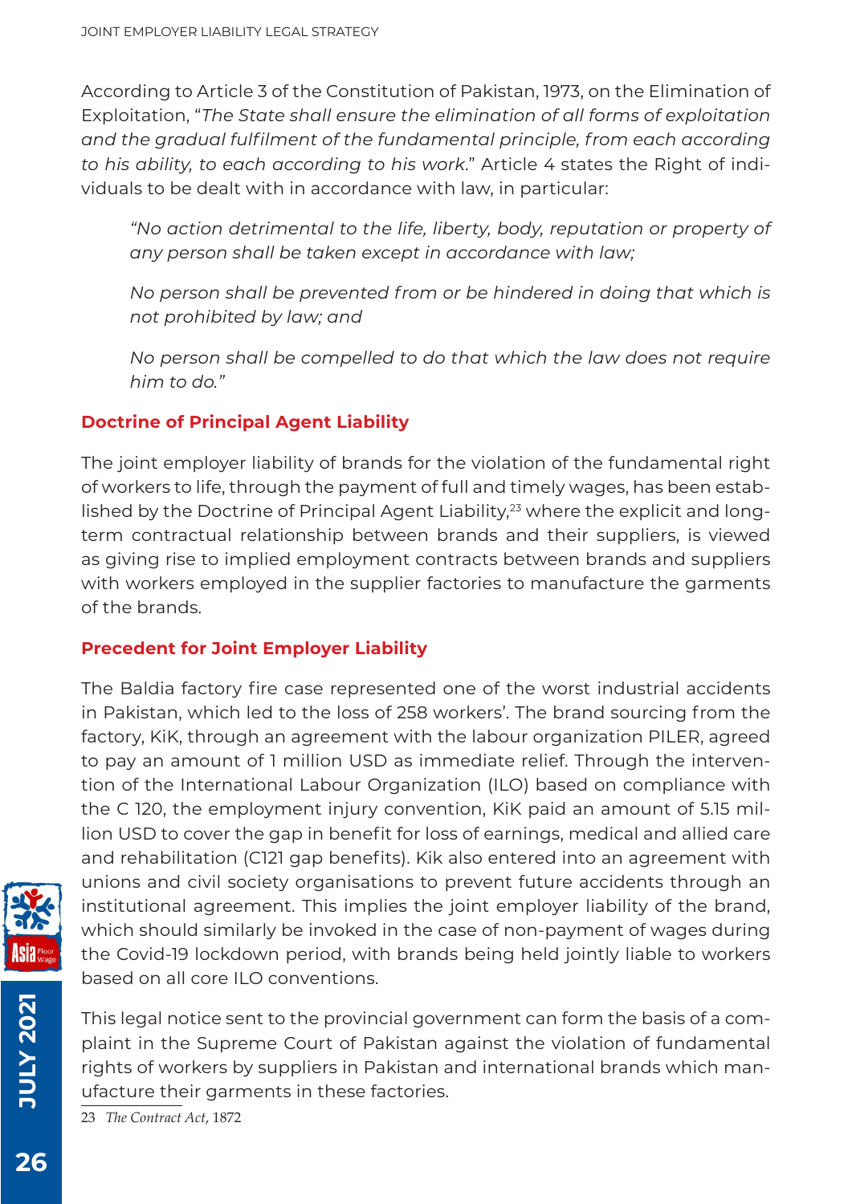According to Article 3 of the Constitution of Pakistan, 1973, on the Elimination of Exploitation, "*The State shall ensure the elimination of all forms of exploitation and the gradual fulfilment of the fundamental principle, from each according to his ability, to each according to his work*." Article 4 states the Right of individuals to be dealt with in accordance with law, in particular:

> *"No action detrimental to the life, liberty, body, reputation or property of any person shall be taken except in accordance with law;*
>
> *No person shall be prevented from or be hindered in doing that which is not prohibited by law; and*
>
> *No person shall be compelled to do that which the law does not require him to do."*

### Doctrine of Principal Agent Liability

The joint employer liability of brands for the violation of the fundamental right of workers to life, through the payment of full and timely wages, has been established by the Doctrine of Principal Agent Liability,[23] where the explicit and long-term contractual relationship between brands and their suppliers, is viewed as giving rise to implied employment contracts between brands and suppliers with workers employed in the supplier factories to manufacture the garments of the brands.

### Precedent for Joint Employer Liability

The Baldia factory fire case represented one of the worst industrial accidents in Pakistan, which led to the loss of 258 workers'. The brand sourcing from the factory, KiK, through an agreement with the labour organization PILER, agreed to pay an amount of 1 million USD as immediate relief. Through the intervention of the International Labour Organization (ILO) based on compliance with the C 120, the employment injury convention, KiK paid an amount of 5.15 million USD to cover the gap in benefit for loss of earnings, medical and allied care and rehabilitation (C121 gap benefits). Kik also entered into an agreement with unions and civil society organisations to prevent future accidents through an institutional agreement. This implies the joint employer liability of the brand, which should similarly be invoked in the case of non-payment of wages during the Covid-19 lockdown period, with brands being held jointly liable to workers based on all core ILO conventions.

This legal notice sent to the provincial government can form the basis of a complaint in the Supreme Court of Pakistan against the violation of fundamental rights of workers by suppliers in Pakistan and international brands which manufacture their garments in these factories.

23 *The Contract Act,* 1872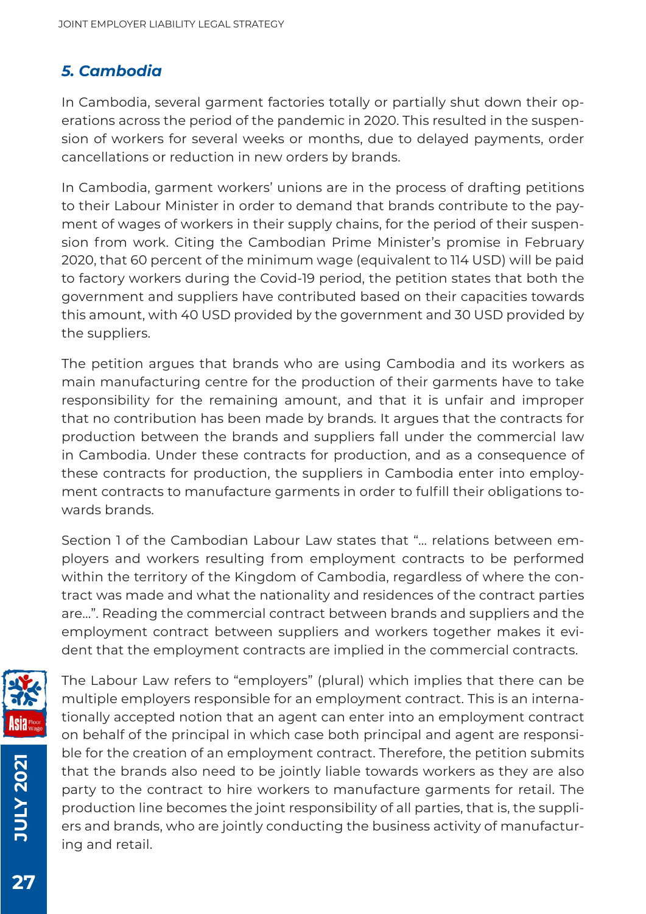## *5. Cambodia*

In Cambodia, several garment factories totally or partially shut down their operations across the period of the pandemic in 2020. This resulted in the suspension of workers for several weeks or months, due to delayed payments, order cancellations or reduction in new orders by brands.

In Cambodia, garment workers' unions are in the process of drafting petitions to their Labour Minister in order to demand that brands contribute to the payment of wages of workers in their supply chains, for the period of their suspension from work. Citing the Cambodian Prime Minister's promise in February 2020, that 60 percent of the minimum wage (equivalent to 114 USD) will be paid to factory workers during the Covid-19 period, the petition states that both the government and suppliers have contributed based on their capacities towards this amount, with 40 USD provided by the government and 30 USD provided by the suppliers.

The petition argues that brands who are using Cambodia and its workers as main manufacturing centre for the production of their garments have to take responsibility for the remaining amount, and that it is unfair and improper that no contribution has been made by brands. It argues that the contracts for production between the brands and suppliers fall under the commercial law in Cambodia. Under these contracts for production, and as a consequence of these contracts for production, the suppliers in Cambodia enter into employment contracts to manufacture garments in order to fulfill their obligations towards brands.

Section 1 of the Cambodian Labour Law states that "... relations between employers and workers resulting from employment contracts to be performed within the territory of the Kingdom of Cambodia, regardless of where the contract was made and what the nationality and residences of the contract parties are...". Reading the commercial contract between brands and suppliers and the employment contract between suppliers and workers together makes it evident that the employment contracts are implied in the commercial contracts.

The Labour Law refers to "employers" (plural) which implies that there can be multiple employers responsible for an employment contract. This is an internationally accepted notion that an agent can enter into an employment contract on behalf of the principal in which case both principal and agent are responsible for the creation of an employment contract. Therefore, the petition submits that the brands also need to be jointly liable towards workers as they are also party to the contract to hire workers to manufacture garments for retail. The production line becomes the joint responsibility of all parties, that is, the suppliers and brands, who are jointly conducting the business activity of manufacturing and retail.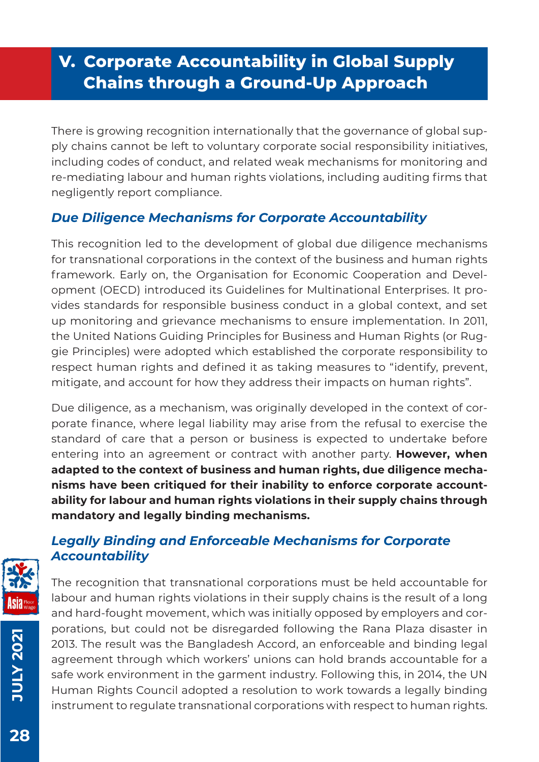## V. Corporate Accountability in Global Supply Chains through a Ground-Up Approach

There is growing recognition internationally that the governance of global supply chains cannot be left to voluntary corporate social responsibility initiatives, including codes of conduct, and related weak mechanisms for monitoring and re-mediating labour and human rights violations, including auditing firms that negligently report compliance.

### *Due Diligence Mechanisms for Corporate Accountability*

This recognition led to the development of global due diligence mechanisms for transnational corporations in the context of the business and human rights framework. Early on, the Organisation for Economic Cooperation and Development (OECD) introduced its Guidelines for Multinational Enterprises. It provides standards for responsible business conduct in a global context, and set up monitoring and grievance mechanisms to ensure implementation. In 2011, the United Nations Guiding Principles for Business and Human Rights (or Ruggie Principles) were adopted which established the corporate responsibility to respect human rights and defined it as taking measures to "identify, prevent, mitigate, and account for how they address their impacts on human rights".

Due diligence, as a mechanism, was originally developed in the context of corporate finance, where legal liability may arise from the refusal to exercise the standard of care that a person or business is expected to undertake before entering into an agreement or contract with another party. **However, when adapted to the context of business and human rights, due diligence mechanisms have been critiqued for their inability to enforce corporate accountability for labour and human rights violations in their supply chains through mandatory and legally binding mechanisms.**

### *Legally Binding and Enforceable Mechanisms for Corporate Accountability*

The recognition that transnational corporations must be held accountable for labour and human rights violations in their supply chains is the result of a long and hard-fought movement, which was initially opposed by employers and corporations, but could not be disregarded following the Rana Plaza disaster in 2013. The result was the Bangladesh Accord, an enforceable and binding legal agreement through which workers' unions can hold brands accountable for a safe work environment in the garment industry. Following this, in 2014, the UN Human Rights Council adopted a resolution to work towards a legally binding instrument to regulate transnational corporations with respect to human rights.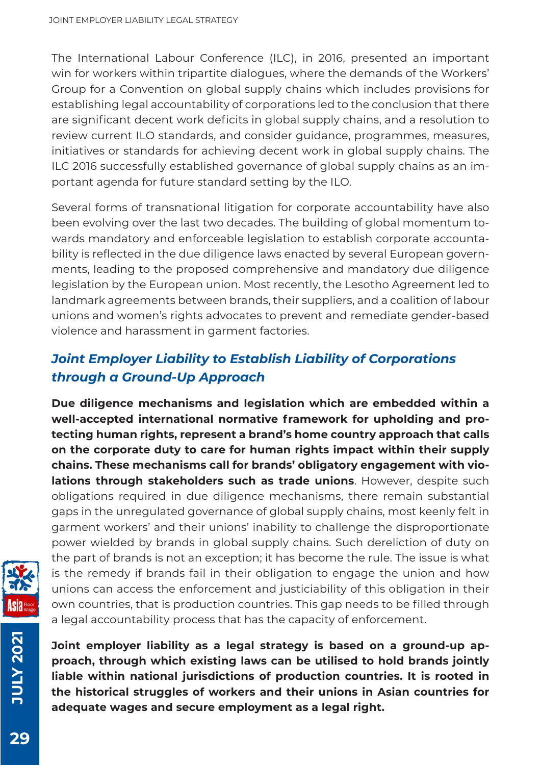The International Labour Conference (ILC), in 2016, presented an important win for workers within tripartite dialogues, where the demands of the Workers' Group for a Convention on global supply chains which includes provisions for establishing legal accountability of corporations led to the conclusion that there are significant decent work deficits in global supply chains, and a resolution to review current ILO standards, and consider guidance, programmes, measures, initiatives or standards for achieving decent work in global supply chains. The ILC 2016 successfully established governance of global supply chains as an important agenda for future standard setting by the ILO.

Several forms of transnational litigation for corporate accountability have also been evolving over the last two decades. The building of global momentum towards mandatory and enforceable legislation to establish corporate accountability is reflected in the due diligence laws enacted by several European governments, leading to the proposed comprehensive and mandatory due diligence legislation by the European union. Most recently, the Lesotho Agreement led to landmark agreements between brands, their suppliers, and a coalition of labour unions and women's rights advocates to prevent and remediate gender-based violence and harassment in garment factories.

## *Joint Employer Liability to Establish Liability of Corporations through a Ground-Up Approach*

**Due diligence mechanisms and legislation which are embedded within a well-accepted international normative framework for upholding and protecting human rights, represent a brand's home country approach that calls on the corporate duty to care for human rights impact within their supply chains. These mechanisms call for brands' obligatory engagement with violations through stakeholders such as trade unions**. However, despite such obligations required in due diligence mechanisms, there remain substantial gaps in the unregulated governance of global supply chains, most keenly felt in garment workers' and their unions' inability to challenge the disproportionate power wielded by brands in global supply chains. Such dereliction of duty on the part of brands is not an exception; it has become the rule. The issue is what is the remedy if brands fail in their obligation to engage the union and how unions can access the enforcement and justiciability of this obligation in their own countries, that is production countries. This gap needs to be filled through a legal accountability process that has the capacity of enforcement.

**Joint employer liability as a legal strategy is based on a ground-up approach, through which existing laws can be utilised to hold brands jointly liable within national jurisdictions of production countries. It is rooted in the historical struggles of workers and their unions in Asian countries for adequate wages and secure employment as a legal right.**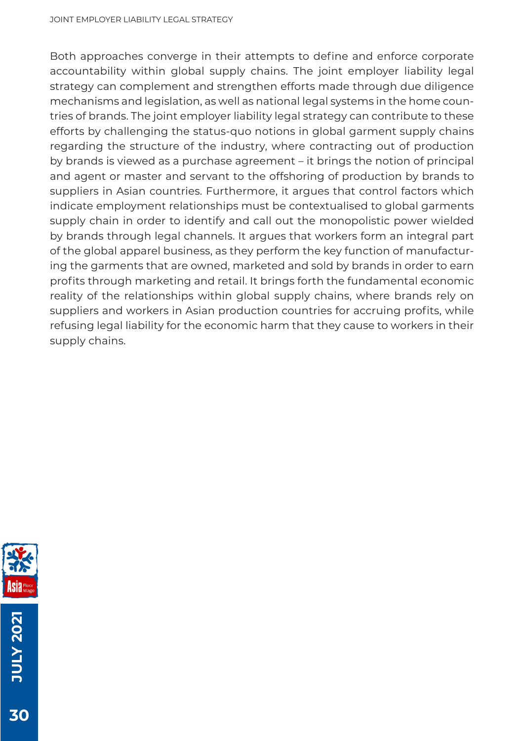Both approaches converge in their attempts to define and enforce corporate accountability within global supply chains. The joint employer liability legal strategy can complement and strengthen efforts made through due diligence mechanisms and legislation, as well as national legal systems in the home countries of brands. The joint employer liability legal strategy can contribute to these efforts by challenging the status-quo notions in global garment supply chains regarding the structure of the industry, where contracting out of production by brands is viewed as a purchase agreement – it brings the notion of principal and agent or master and servant to the offshoring of production by brands to suppliers in Asian countries. Furthermore, it argues that control factors which indicate employment relationships must be contextualised to global garments supply chain in order to identify and call out the monopolistic power wielded by brands through legal channels. It argues that workers form an integral part of the global apparel business, as they perform the key function of manufacturing the garments that are owned, marketed and sold by brands in order to earn profits through marketing and retail. It brings forth the fundamental economic reality of the relationships within global supply chains, where brands rely on suppliers and workers in Asian production countries for accruing profits, while refusing legal liability for the economic harm that they cause to workers in their supply chains.